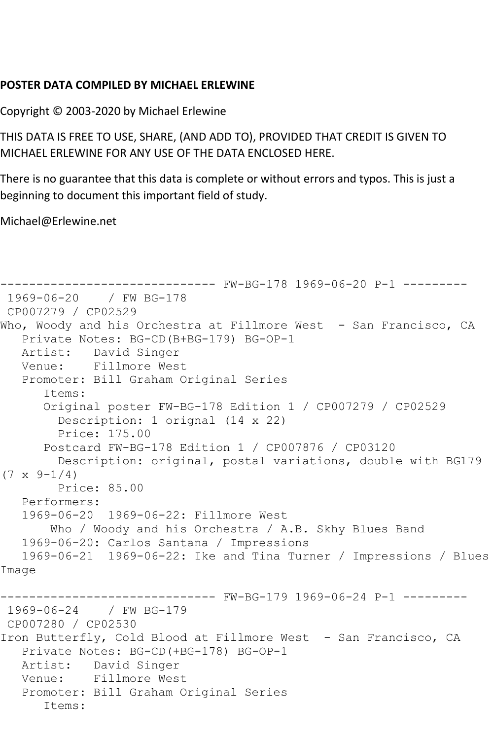**POSTER DATA COMPILED BY MICHAEL ERLEWINE**

Copyright © 2003-2020 by Michael Erlewine

THIS DATA IS FREE TO USE, SHARE, (AND ADD TO), PROVIDED THAT CREDIT IS GIVEN TO MICHAEL ERLEWINE FOR ANY USE OF THE DATA ENCLOSED HERE.

There is no guarantee that this data is complete or without errors and typos. This is just a beginning to document this important field of study.

Michael@Erlewine.net

```
------------------------------ FW-BG-178 1969-06-20 P-1 ---------
 1969-06-20    / FW BG-178
 CP007279 / CP02529
Who, Woody and his Orchestra at Fillmore West  - San Francisco, CA
   Private Notes: BG-CD(B+BG-179) BG-OP-1
   Artist:   David Singer
   Venue:    Fillmore West
   Promoter: Bill Graham Original Series
      Items:
      Original poster FW-BG-178 Edition 1 / CP007279 / CP02529
        Description: 1 orignal (14 x 22)
        Price: 175.00
      Postcard FW-BG-178 Edition 1 / CP007876 / CP03120
        Description: original, postal variations, double with BG179
(7 x 9-1/4)
        Price: 85.00
   Performers:
   1969-06-20  1969-06-22: Fillmore West
       Who / Woody and his Orchestra / A.B. Skhy Blues Band
   1969-06-20: Carlos Santana / Impressions
   1969-06-21  1969-06-22: Ike and Tina Turner / Impressions / Blues
Image

------------------------------ FW-BG-179 1969-06-24 P-1 ---------
 1969-06-24    / FW BG-179
 CP007280 / CP02530
Iron Butterfly, Cold Blood at Fillmore West  - San Francisco, CA
   Private Notes: BG-CD(+BG-178) BG-OP-1
   Artist:   David Singer
   Venue:    Fillmore West
   Promoter: Bill Graham Original Series
      Items:
```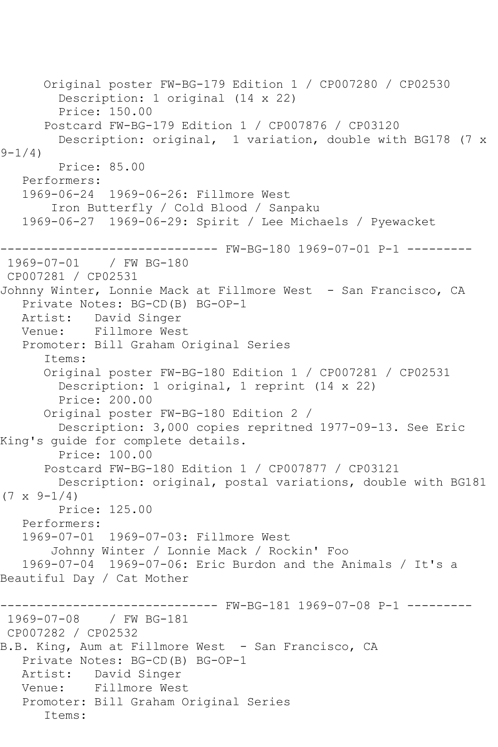Original poster FW-BG-179 Edition 1 / CP007280 / CP02530
Description: 1 original (14 x 22)
Price: 150.00
Postcard FW-BG-179 Edition 1 / CP007876 / CP03120
Description: original, 1 variation, double with BG178 (7 x 9-1/4)
Price: 85.00
Performers:
1969-06-24 1969-06-26: Fillmore West
Iron Butterfly / Cold Blood / Sanpaku
1969-06-27 1969-06-29: Spirit / Lee Michaels / Pyewacket

------------------------------ FW-BG-180 1969-07-01 P-1 ---------

1969-07-01 / FW BG-180
CP007281 / CP02531
Johnny Winter, Lonnie Mack at Fillmore West - San Francisco, CA
Private Notes: BG-CD(B) BG-OP-1
Artist: David Singer
Venue: Fillmore West
Promoter: Bill Graham Original Series
Items:
Original poster FW-BG-180 Edition 1 / CP007281 / CP02531
Description: 1 original, 1 reprint (14 x 22)
Price: 200.00
Original poster FW-BG-180 Edition 2 /
Description: 3,000 copies repritned 1977-09-13. See Eric King's guide for complete details.
Price: 100.00
Postcard FW-BG-180 Edition 1 / CP007877 / CP03121
Description: original, postal variations, double with BG181 (7 x 9-1/4)
Price: 125.00
Performers:
1969-07-01 1969-07-03: Fillmore West
Johnny Winter / Lonnie Mack / Rockin' Foo
1969-07-04 1969-07-06: Eric Burdon and the Animals / It's a Beautiful Day / Cat Mother

------------------------------ FW-BG-181 1969-07-08 P-1 ---------

1969-07-08 / FW BG-181
CP007282 / CP02532
B.B. King, Aum at Fillmore West - San Francisco, CA
Private Notes: BG-CD(B) BG-OP-1
Artist: David Singer
Venue: Fillmore West
Promoter: Bill Graham Original Series
Items: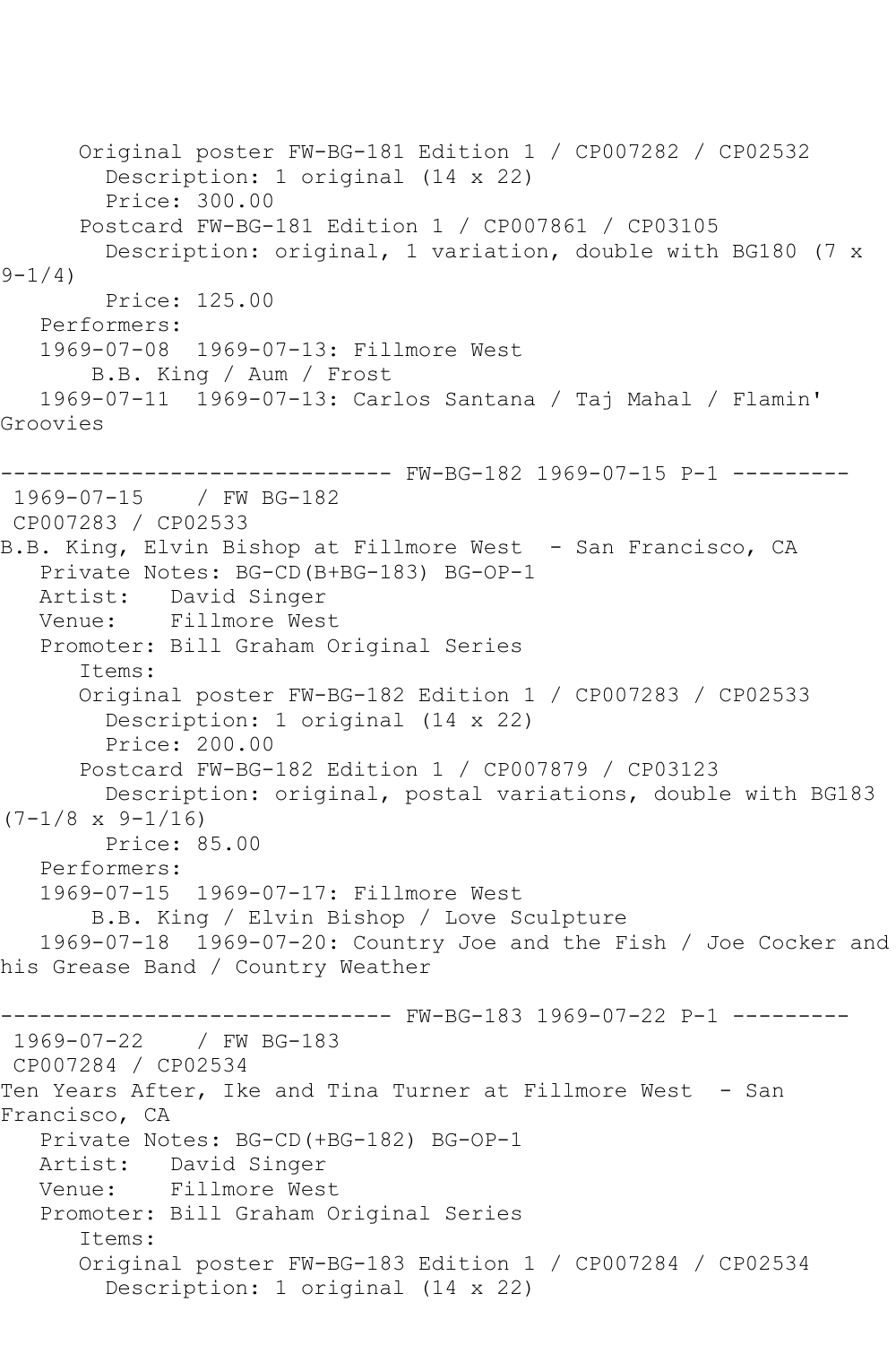```
      Original poster FW-BG-181 Edition 1 / CP007282 / CP02532
        Description: 1 original (14 x 22)
        Price: 300.00
      Postcard FW-BG-181 Edition 1 / CP007861 / CP03105
        Description: original, 1 variation, double with BG180 (7 x 9-1/4)
        Price: 125.00
   Performers:
   1969-07-08  1969-07-13: Fillmore West
       B.B. King / Aum / Frost
   1969-07-11  1969-07-13: Carlos Santana / Taj Mahal / Flamin' Groovies

------------------------------ FW-BG-182 1969-07-15 P-1 ---------
 1969-07-15    / FW BG-182
 CP007283 / CP02533
B.B. King, Elvin Bishop at Fillmore West  - San Francisco, CA
   Private Notes: BG-CD(B+BG-183) BG-OP-1
   Artist:   David Singer
   Venue:    Fillmore West
   Promoter: Bill Graham Original Series
      Items:
      Original poster FW-BG-182 Edition 1 / CP007283 / CP02533
        Description: 1 original (14 x 22)
        Price: 200.00
      Postcard FW-BG-182 Edition 1 / CP007879 / CP03123
        Description: original, postal variations, double with BG183 (7-1/8 x 9-1/16)
        Price: 85.00
   Performers:
   1969-07-15  1969-07-17: Fillmore West
       B.B. King / Elvin Bishop / Love Sculpture
   1969-07-18  1969-07-20: Country Joe and the Fish / Joe Cocker and his Grease Band / Country Weather

------------------------------ FW-BG-183 1969-07-22 P-1 ---------
 1969-07-22    / FW BG-183
 CP007284 / CP02534
Ten Years After, Ike and Tina Turner at Fillmore West  - San Francisco, CA
   Private Notes: BG-CD(+BG-182) BG-OP-1
   Artist:   David Singer
   Venue:    Fillmore West
   Promoter: Bill Graham Original Series
      Items:
      Original poster FW-BG-183 Edition 1 / CP007284 / CP02534
        Description: 1 original (14 x 22)
```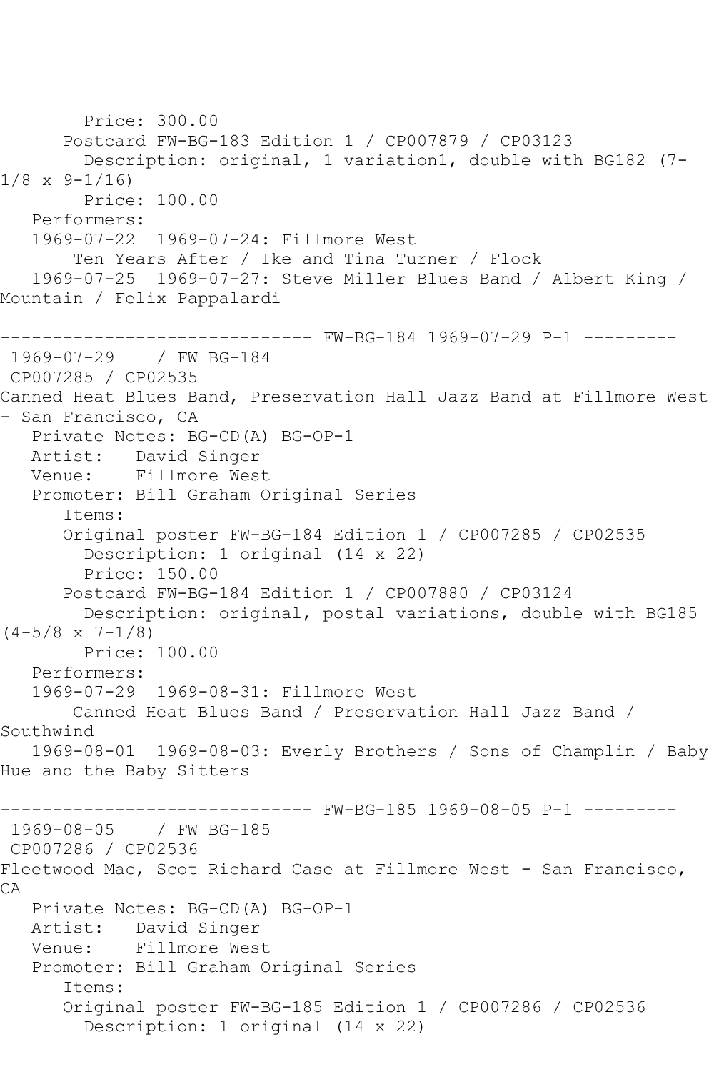Price: 300.00
Postcard FW-BG-183 Edition 1 / CP007879 / CP03123
Description: original, 1 variation1, double with BG182 (7-1/8 x 9-1/16)
Price: 100.00
Performers:
1969-07-22 1969-07-24: Fillmore West
Ten Years After / Ike and Tina Turner / Flock
1969-07-25 1969-07-27: Steve Miller Blues Band / Albert King / Mountain / Felix Pappalardi

------------------------------ FW-BG-184 1969-07-29 P-1 ---------

1969-07-29 / FW BG-184
CP007285 / CP02535
Canned Heat Blues Band, Preservation Hall Jazz Band at Fillmore West - San Francisco, CA
Private Notes: BG-CD(A) BG-OP-1
Artist: David Singer
Venue: Fillmore West
Promoter: Bill Graham Original Series
Items:
Original poster FW-BG-184 Edition 1 / CP007285 / CP02535
Description: 1 original (14 x 22)
Price: 150.00
Postcard FW-BG-184 Edition 1 / CP007880 / CP03124
Description: original, postal variations, double with BG185 (4-5/8 x 7-1/8)
Price: 100.00
Performers:
1969-07-29 1969-08-31: Fillmore West
Canned Heat Blues Band / Preservation Hall Jazz Band / Southwind
1969-08-01 1969-08-03: Everly Brothers / Sons of Champlin / Baby Hue and the Baby Sitters

------------------------------ FW-BG-185 1969-08-05 P-1 ---------

1969-08-05 / FW BG-185
CP007286 / CP02536
Fleetwood Mac, Scot Richard Case at Fillmore West - San Francisco, CA
Private Notes: BG-CD(A) BG-OP-1
Artist: David Singer
Venue: Fillmore West
Promoter: Bill Graham Original Series
Items:
Original poster FW-BG-185 Edition 1 / CP007286 / CP02536
Description: 1 original (14 x 22)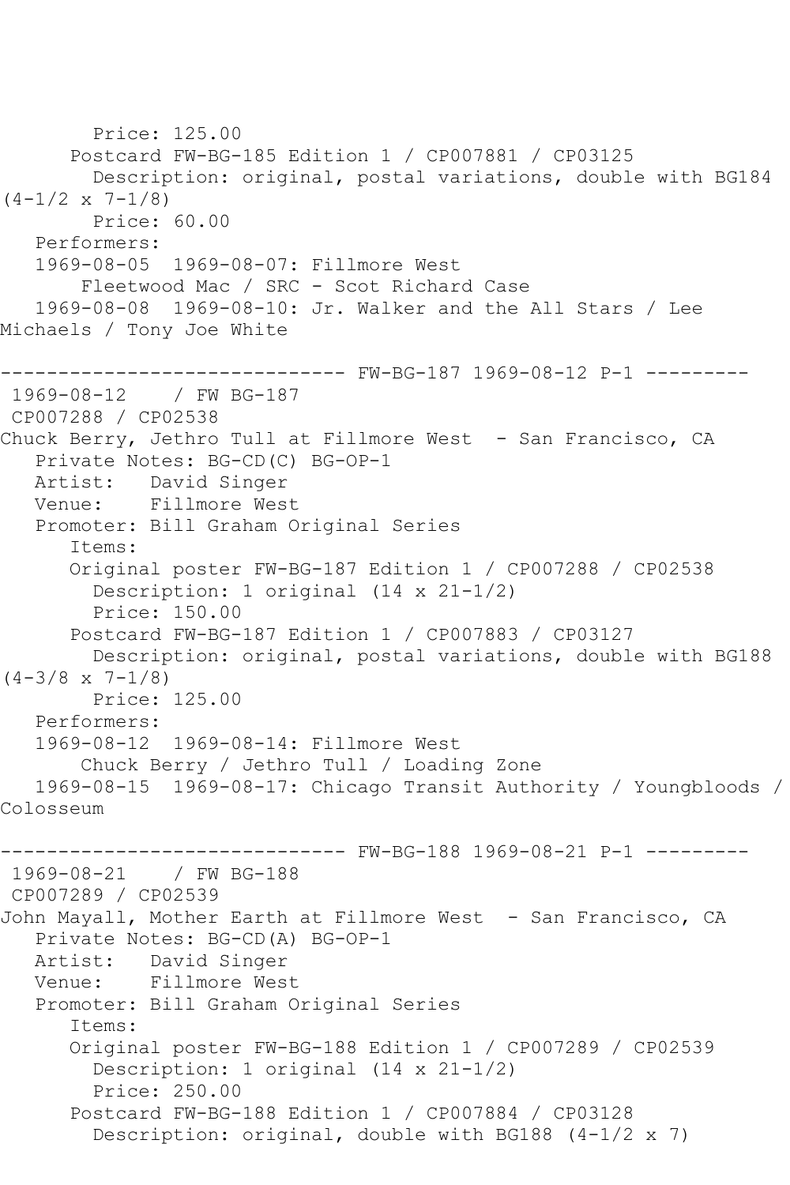Price: 125.00
Postcard FW-BG-185 Edition 1 / CP007881 / CP03125
Description: original, postal variations, double with BG184 (4-1/2 x 7-1/8)
Price: 60.00
Performers:
1969-08-05 1969-08-07: Fillmore West
Fleetwood Mac / SRC - Scot Richard Case
1969-08-08 1969-08-10: Jr. Walker and the All Stars / Lee Michaels / Tony Joe White

------------------------------ FW-BG-187 1969-08-12 P-1 ---------

1969-08-12 / FW BG-187
CP007288 / CP02538
Chuck Berry, Jethro Tull at Fillmore West - San Francisco, CA
Private Notes: BG-CD(C) BG-OP-1
Artist: David Singer
Venue: Fillmore West
Promoter: Bill Graham Original Series
Items:
Original poster FW-BG-187 Edition 1 / CP007288 / CP02538
Description: 1 original (14 x 21-1/2)
Price: 150.00
Postcard FW-BG-187 Edition 1 / CP007883 / CP03127
Description: original, postal variations, double with BG188 (4-3/8 x 7-1/8)
Price: 125.00
Performers:
1969-08-12 1969-08-14: Fillmore West
Chuck Berry / Jethro Tull / Loading Zone
1969-08-15 1969-08-17: Chicago Transit Authority / Youngbloods / Colosseum

------------------------------ FW-BG-188 1969-08-21 P-1 ---------

1969-08-21 / FW BG-188
CP007289 / CP02539
John Mayall, Mother Earth at Fillmore West - San Francisco, CA
Private Notes: BG-CD(A) BG-OP-1
Artist: David Singer
Venue: Fillmore West
Promoter: Bill Graham Original Series
Items:
Original poster FW-BG-188 Edition 1 / CP007289 / CP02539
Description: 1 original (14 x 21-1/2)
Price: 250.00
Postcard FW-BG-188 Edition 1 / CP007884 / CP03128
Description: original, double with BG188 (4-1/2 x 7)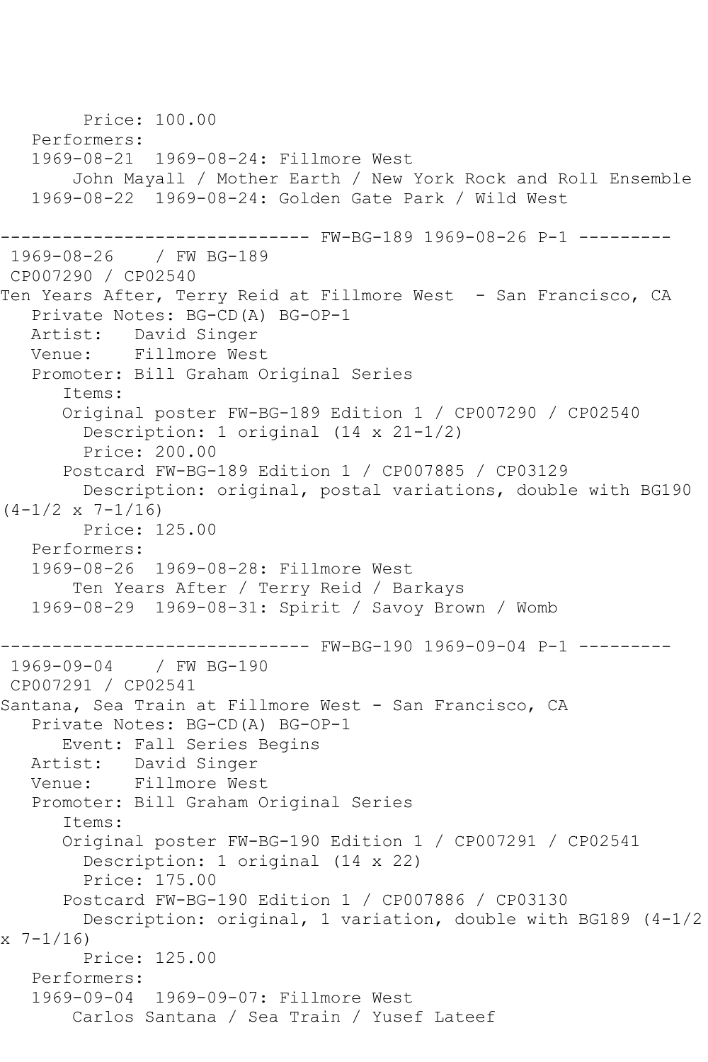```
        Price: 100.00
   Performers:
   1969-08-21  1969-08-24: Fillmore West
       John Mayall / Mother Earth / New York Rock and Roll Ensemble
   1969-08-22  1969-08-24: Golden Gate Park / Wild West

------------------------------ FW-BG-189 1969-08-26 P-1 ---------
 1969-08-26    / FW BG-189
 CP007290 / CP02540
Ten Years After, Terry Reid at Fillmore West  - San Francisco, CA
   Private Notes: BG-CD(A) BG-OP-1
   Artist:   David Singer
   Venue:    Fillmore West
   Promoter: Bill Graham Original Series
      Items:
      Original poster FW-BG-189 Edition 1 / CP007290 / CP02540
        Description: 1 original (14 x 21-1/2)
        Price: 200.00
      Postcard FW-BG-189 Edition 1 / CP007885 / CP03129
        Description: original, postal variations, double with BG190
(4-1/2 x 7-1/16)
        Price: 125.00
   Performers:
   1969-08-26  1969-08-28: Fillmore West
       Ten Years After / Terry Reid / Barkays
   1969-08-29  1969-08-31: Spirit / Savoy Brown / Womb

------------------------------ FW-BG-190 1969-09-04 P-1 ---------
 1969-09-04    / FW BG-190
 CP007291 / CP02541
Santana, Sea Train at Fillmore West - San Francisco, CA
   Private Notes: BG-CD(A) BG-OP-1
      Event: Fall Series Begins
   Artist:   David Singer
   Venue:    Fillmore West
   Promoter: Bill Graham Original Series
      Items:
      Original poster FW-BG-190 Edition 1 / CP007291 / CP02541
        Description: 1 original (14 x 22)
        Price: 175.00
      Postcard FW-BG-190 Edition 1 / CP007886 / CP03130
        Description: original, 1 variation, double with BG189 (4-1/2
x 7-1/16)
        Price: 125.00
   Performers:
   1969-09-04  1969-09-07: Fillmore West
       Carlos Santana / Sea Train / Yusef Lateef
```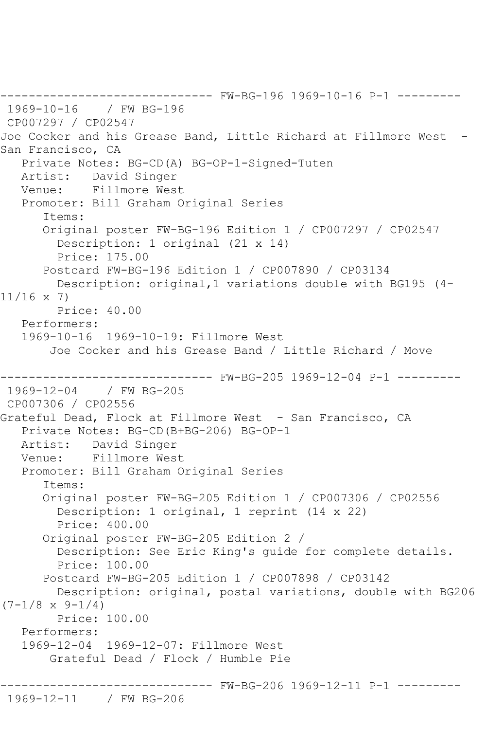------------------------------ FW-BG-196 1969-10-16 P-1 ---------

1969-10-16 / FW BG-196

CP007297 / CP02547

Joe Cocker and his Grease Band, Little Richard at Fillmore West - San Francisco, CA

Private Notes: BG-CD(A) BG-OP-1-Signed-Tuten

Artist: David Singer

Venue: Fillmore West

Promoter: Bill Graham Original Series

Items:

Original poster FW-BG-196 Edition 1 / CP007297 / CP02547

Description: 1 original (21 x 14)

Price: 175.00

Postcard FW-BG-196 Edition 1 / CP007890 / CP03134

Description: original,1 variations double with BG195 (4-11/16 x 7)

Price: 40.00

Performers:

1969-10-16 1969-10-19: Fillmore West

Joe Cocker and his Grease Band / Little Richard / Move

------------------------------ FW-BG-205 1969-12-04 P-1 ---------

1969-12-04 / FW BG-205

CP007306 / CP02556

Grateful Dead, Flock at Fillmore West - San Francisco, CA

Private Notes: BG-CD(B+BG-206) BG-OP-1

Artist: David Singer

Venue: Fillmore West

Promoter: Bill Graham Original Series

Items:

Original poster FW-BG-205 Edition 1 / CP007306 / CP02556

Description: 1 original, 1 reprint (14 x 22)

Price: 400.00

Original poster FW-BG-205 Edition 2 /

Description: See Eric King's guide for complete details.

Price: 100.00

Postcard FW-BG-205 Edition 1 / CP007898 / CP03142

Description: original, postal variations, double with BG206 (7-1/8 x 9-1/4)

Price: 100.00

Performers:

1969-12-04 1969-12-07: Fillmore West

Grateful Dead / Flock / Humble Pie

------------------------------ FW-BG-206 1969-12-11 P-1 ---------

1969-12-11 / FW BG-206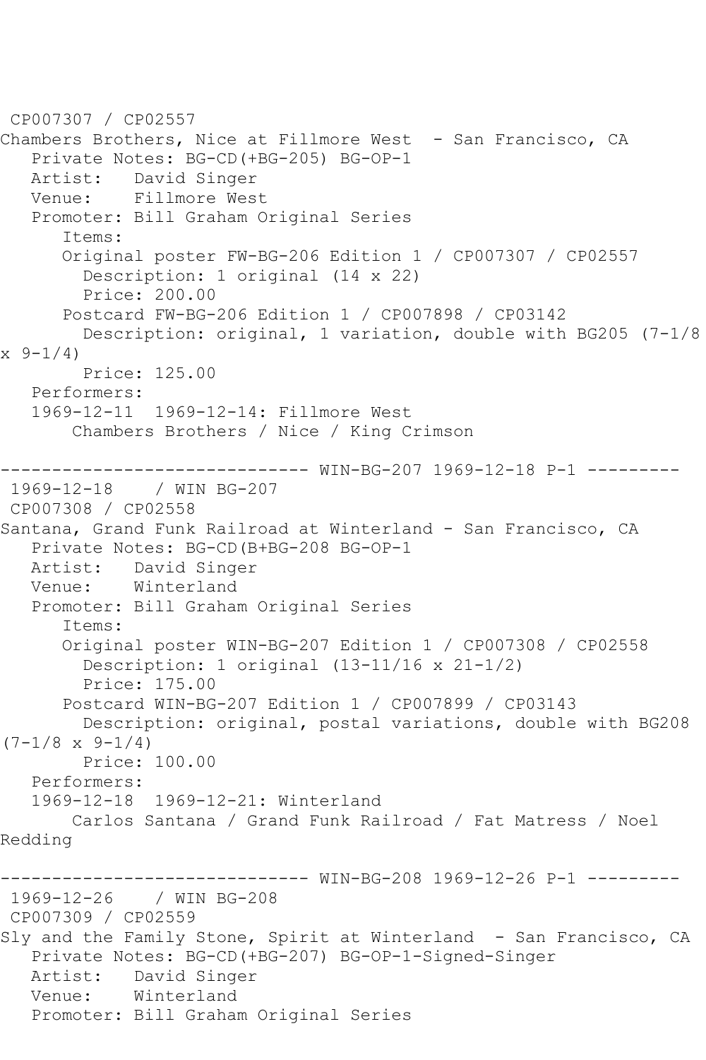CP007307 / CP02557
Chambers Brothers, Nice at Fillmore West - San Francisco, CA
Private Notes: BG-CD(+BG-205) BG-OP-1
Artist: David Singer
Venue: Fillmore West
Promoter: Bill Graham Original Series
Items:
Original poster FW-BG-206 Edition 1 / CP007307 / CP02557
Description: 1 original (14 x 22)
Price: 200.00
Postcard FW-BG-206 Edition 1 / CP007898 / CP03142
Description: original, 1 variation, double with BG205 (7-1/8 x 9-1/4)
Price: 125.00
Performers:
1969-12-11 1969-12-14: Fillmore West
Chambers Brothers / Nice / King Crimson

------------------------------ WIN-BG-207 1969-12-18 P-1 ---------
1969-12-18 / WIN BG-207
CP007308 / CP02558
Santana, Grand Funk Railroad at Winterland - San Francisco, CA
Private Notes: BG-CD(B+BG-208 BG-OP-1
Artist: David Singer
Venue: Winterland
Promoter: Bill Graham Original Series
Items:
Original poster WIN-BG-207 Edition 1 / CP007308 / CP02558
Description: 1 original (13-11/16 x 21-1/2)
Price: 175.00
Postcard WIN-BG-207 Edition 1 / CP007899 / CP03143
Description: original, postal variations, double with BG208 (7-1/8 x 9-1/4)
Price: 100.00
Performers:
1969-12-18 1969-12-21: Winterland
Carlos Santana / Grand Funk Railroad / Fat Matress / Noel Redding

------------------------------ WIN-BG-208 1969-12-26 P-1 ---------
1969-12-26 / WIN BG-208
CP007309 / CP02559
Sly and the Family Stone, Spirit at Winterland - San Francisco, CA
Private Notes: BG-CD(+BG-207) BG-OP-1-Signed-Singer
Artist: David Singer
Venue: Winterland
Promoter: Bill Graham Original Series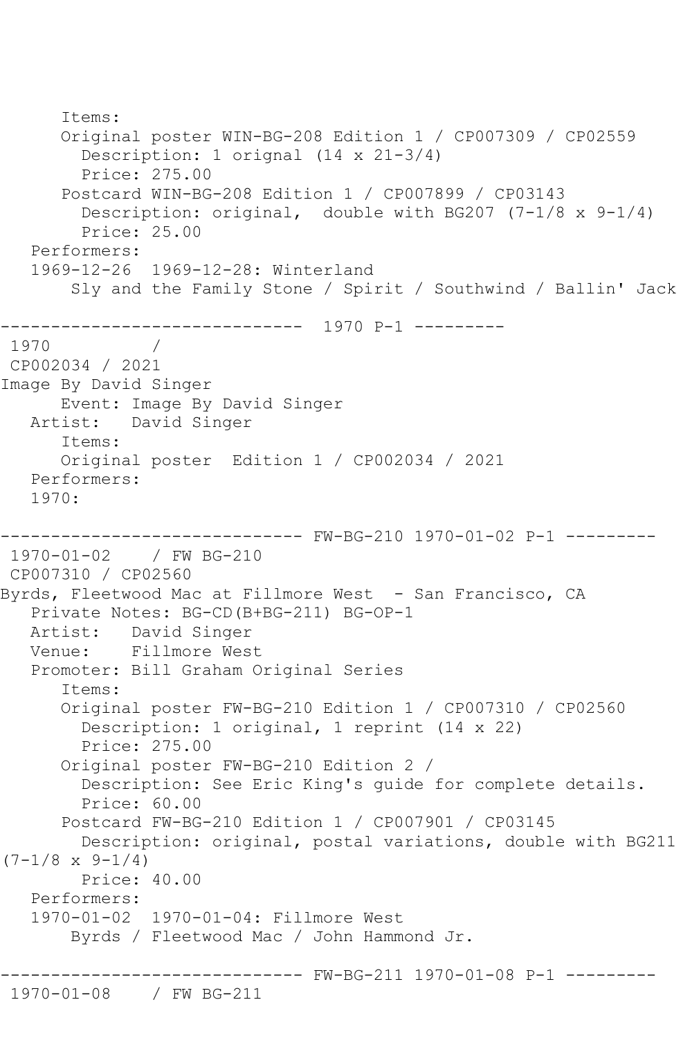```
      Items:
      Original poster WIN-BG-208 Edition 1 / CP007309 / CP02559
        Description: 1 orignal (14 x 21-3/4)
        Price: 275.00
      Postcard WIN-BG-208 Edition 1 / CP007899 / CP03143
        Description: original,  double with BG207 (7-1/8 x 9-1/4)
        Price: 25.00
   Performers:
   1969-12-26  1969-12-28: Winterland
       Sly and the Family Stone / Spirit / Southwind / Ballin' Jack

------------------------------  1970 P-1 ---------
 1970          /
 CP002034 / 2021
Image By David Singer
      Event: Image By David Singer
   Artist:   David Singer
      Items:
      Original poster  Edition 1 / CP002034 / 2021
   Performers:
   1970:

------------------------------ FW-BG-210 1970-01-02 P-1 ---------
 1970-01-02    / FW BG-210
 CP007310 / CP02560
Byrds, Fleetwood Mac at Fillmore West  - San Francisco, CA
   Private Notes: BG-CD(B+BG-211) BG-OP-1
   Artist:   David Singer
   Venue:    Fillmore West
   Promoter: Bill Graham Original Series
      Items:
      Original poster FW-BG-210 Edition 1 / CP007310 / CP02560
        Description: 1 original, 1 reprint (14 x 22)
        Price: 275.00
      Original poster FW-BG-210 Edition 2 /
        Description: See Eric King's guide for complete details.
        Price: 60.00
      Postcard FW-BG-210 Edition 1 / CP007901 / CP03145
        Description: original, postal variations, double with BG211
(7-1/8 x 9-1/4)
        Price: 40.00
   Performers:
   1970-01-02  1970-01-04: Fillmore West
       Byrds / Fleetwood Mac / John Hammond Jr.

------------------------------ FW-BG-211 1970-01-08 P-1 ---------
 1970-01-08    / FW BG-211
```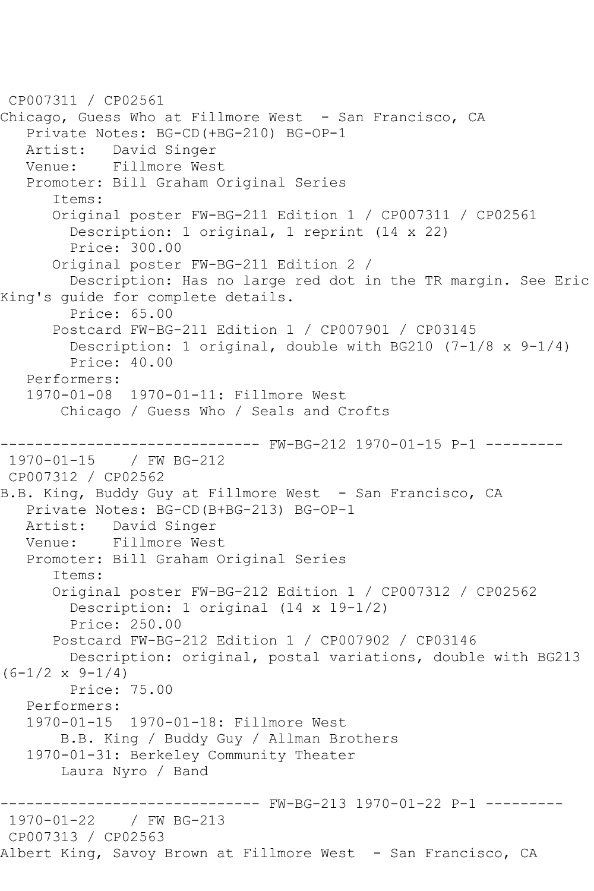CP007311 / CP02561
Chicago, Guess Who at Fillmore West  - San Francisco, CA
   Private Notes: BG-CD(+BG-210) BG-OP-1
   Artist:   David Singer
   Venue:    Fillmore West
   Promoter: Bill Graham Original Series
      Items:
      Original poster FW-BG-211 Edition 1 / CP007311 / CP02561
        Description: 1 original, 1 reprint (14 x 22)
        Price: 300.00
      Original poster FW-BG-211 Edition 2 /
        Description: Has no large red dot in the TR margin. See Eric King's guide for complete details.
        Price: 65.00
      Postcard FW-BG-211 Edition 1 / CP007901 / CP03145
        Description: 1 original, double with BG210 (7-1/8 x 9-1/4)
        Price: 40.00
   Performers:
   1970-01-08  1970-01-11: Fillmore West
       Chicago / Guess Who / Seals and Crofts

------------------------------ FW-BG-212 1970-01-15 P-1 ---------

1970-01-15    / FW BG-212
CP007312 / CP02562
B.B. King, Buddy Guy at Fillmore West  - San Francisco, CA
   Private Notes: BG-CD(B+BG-213) BG-OP-1
   Artist:   David Singer
   Venue:    Fillmore West
   Promoter: Bill Graham Original Series
      Items:
      Original poster FW-BG-212 Edition 1 / CP007312 / CP02562
        Description: 1 original (14 x 19-1/2)
        Price: 250.00
      Postcard FW-BG-212 Edition 1 / CP007902 / CP03146
        Description: original, postal variations, double with BG213 (6-1/2 x 9-1/4)
        Price: 75.00
   Performers:
   1970-01-15  1970-01-18: Fillmore West
       B.B. King / Buddy Guy / Allman Brothers
   1970-01-31: Berkeley Community Theater
       Laura Nyro / Band

------------------------------ FW-BG-213 1970-01-22 P-1 ---------

1970-01-22    / FW BG-213
CP007313 / CP02563
Albert King, Savoy Brown at Fillmore West  - San Francisco, CA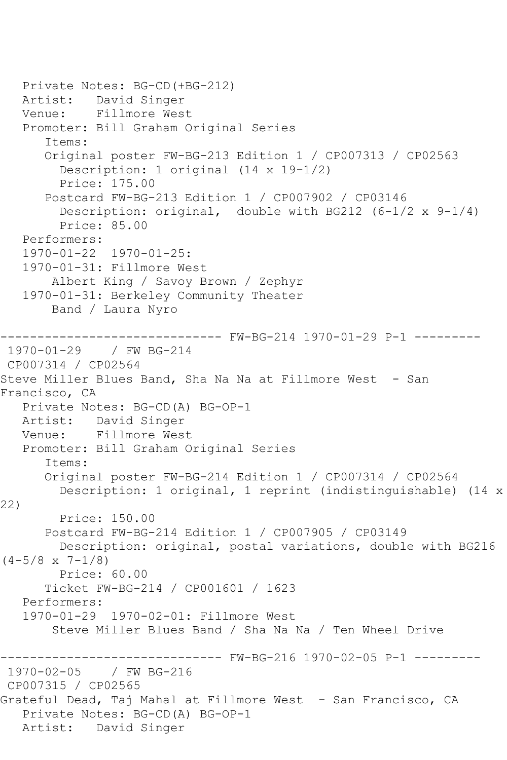Private Notes: BG-CD(+BG-212)
Artist: David Singer
Venue: Fillmore West
Promoter: Bill Graham Original Series
Items:
Original poster FW-BG-213 Edition 1 / CP007313 / CP02563
Description: 1 original (14 x 19-1/2)
Price: 175.00
Postcard FW-BG-213 Edition 1 / CP007902 / CP03146
Description: original, double with BG212 (6-1/2 x 9-1/4)
Price: 85.00
Performers:
1970-01-22 1970-01-25:
1970-01-31: Fillmore West
Albert King / Savoy Brown / Zephyr
1970-01-31: Berkeley Community Theater
Band / Laura Nyro

------------------------------ FW-BG-214 1970-01-29 P-1 ---------

1970-01-29 / FW BG-214
CP007314 / CP02564
Steve Miller Blues Band, Sha Na Na at Fillmore West - San Francisco, CA
Private Notes: BG-CD(A) BG-OP-1
Artist: David Singer
Venue: Fillmore West
Promoter: Bill Graham Original Series
Items:
Original poster FW-BG-214 Edition 1 / CP007314 / CP02564
Description: 1 original, 1 reprint (indistinguishable) (14 x 22)
Price: 150.00
Postcard FW-BG-214 Edition 1 / CP007905 / CP03149
Description: original, postal variations, double with BG216 (4-5/8 x 7-1/8)
Price: 60.00
Ticket FW-BG-214 / CP001601 / 1623
Performers:
1970-01-29 1970-02-01: Fillmore West
Steve Miller Blues Band / Sha Na Na / Ten Wheel Drive

------------------------------ FW-BG-216 1970-02-05 P-1 ---------

1970-02-05 / FW BG-216
CP007315 / CP02565
Grateful Dead, Taj Mahal at Fillmore West - San Francisco, CA
Private Notes: BG-CD(A) BG-OP-1
Artist: David Singer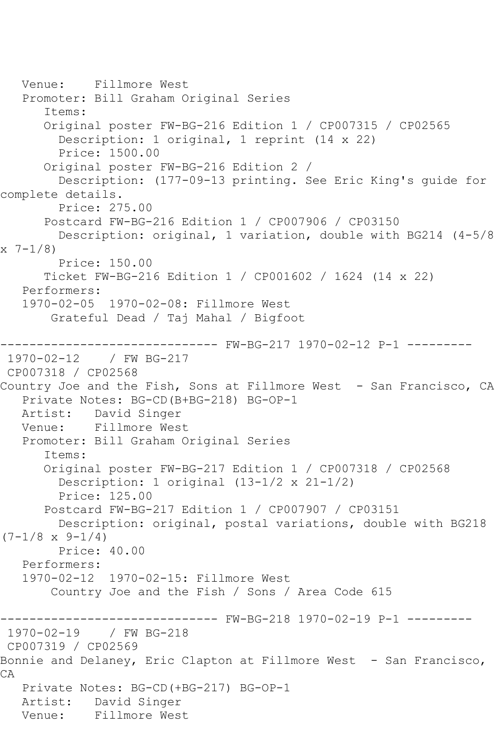Venue: Fillmore West
Promoter: Bill Graham Original Series
Items:
Original poster FW-BG-216 Edition 1 / CP007315 / CP02565
Description: 1 original, 1 reprint (14 x 22)
Price: 1500.00
Original poster FW-BG-216 Edition 2 /
Description: (177-09-13 printing. See Eric King's guide for complete details.
Price: 275.00
Postcard FW-BG-216 Edition 1 / CP007906 / CP03150
Description: original, 1 variation, double with BG214 (4-5/8 x 7-1/8)
Price: 150.00
Ticket FW-BG-216 Edition 1 / CP001602 / 1624 (14 x 22)
Performers:
1970-02-05 1970-02-08: Fillmore West
Grateful Dead / Taj Mahal / Bigfoot

------------------------------ FW-BG-217 1970-02-12 P-1 ---------

1970-02-12 / FW BG-217
CP007318 / CP02568
Country Joe and the Fish, Sons at Fillmore West - San Francisco, CA
Private Notes: BG-CD(B+BG-218) BG-OP-1
Artist: David Singer
Venue: Fillmore West
Promoter: Bill Graham Original Series
Items:
Original poster FW-BG-217 Edition 1 / CP007318 / CP02568
Description: 1 original (13-1/2 x 21-1/2)
Price: 125.00
Postcard FW-BG-217 Edition 1 / CP007907 / CP03151
Description: original, postal variations, double with BG218 (7-1/8 x 9-1/4)
Price: 40.00
Performers:
1970-02-12 1970-02-15: Fillmore West
Country Joe and the Fish / Sons / Area Code 615

------------------------------ FW-BG-218 1970-02-19 P-1 ---------

1970-02-19 / FW BG-218
CP007319 / CP02569
Bonnie and Delaney, Eric Clapton at Fillmore West - San Francisco, CA
Private Notes: BG-CD(+BG-217) BG-OP-1
Artist: David Singer
Venue: Fillmore West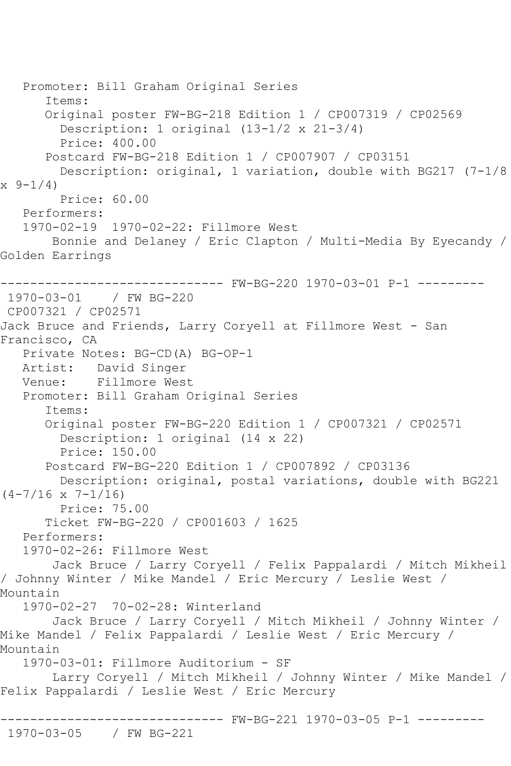Promoter: Bill Graham Original Series
Items:
Original poster FW-BG-218 Edition 1 / CP007319 / CP02569
Description: 1 original (13-1/2 x 21-3/4)
Price: 400.00
Postcard FW-BG-218 Edition 1 / CP007907 / CP03151
Description: original, 1 variation, double with BG217 (7-1/8 x 9-1/4)
Price: 60.00
Performers:
1970-02-19 1970-02-22: Fillmore West
Bonnie and Delaney / Eric Clapton / Multi-Media By Eyecandy / Golden Earrings

------------------------------ FW-BG-220 1970-03-01 P-1 ---------

1970-03-01 / FW BG-220
CP007321 / CP02571
Jack Bruce and Friends, Larry Coryell at Fillmore West - San Francisco, CA
Private Notes: BG-CD(A) BG-OP-1
Artist: David Singer
Venue: Fillmore West
Promoter: Bill Graham Original Series
Items:
Original poster FW-BG-220 Edition 1 / CP007321 / CP02571
Description: 1 original (14 x 22)
Price: 150.00
Postcard FW-BG-220 Edition 1 / CP007892 / CP03136
Description: original, postal variations, double with BG221 (4-7/16 x 7-1/16)
Price: 75.00
Ticket FW-BG-220 / CP001603 / 1625
Performers:
1970-02-26: Fillmore West
Jack Bruce / Larry Coryell / Felix Pappalardi / Mitch Mikheil / Johnny Winter / Mike Mandel / Eric Mercury / Leslie West / Mountain
1970-02-27 70-02-28: Winterland
Jack Bruce / Larry Coryell / Mitch Mikheil / Johnny Winter / Mike Mandel / Felix Pappalardi / Leslie West / Eric Mercury / Mountain
1970-03-01: Fillmore Auditorium - SF
Larry Coryell / Mitch Mikheil / Johnny Winter / Mike Mandel / Felix Pappalardi / Leslie West / Eric Mercury

------------------------------ FW-BG-221 1970-03-05 P-1 ---------

1970-03-05 / FW BG-221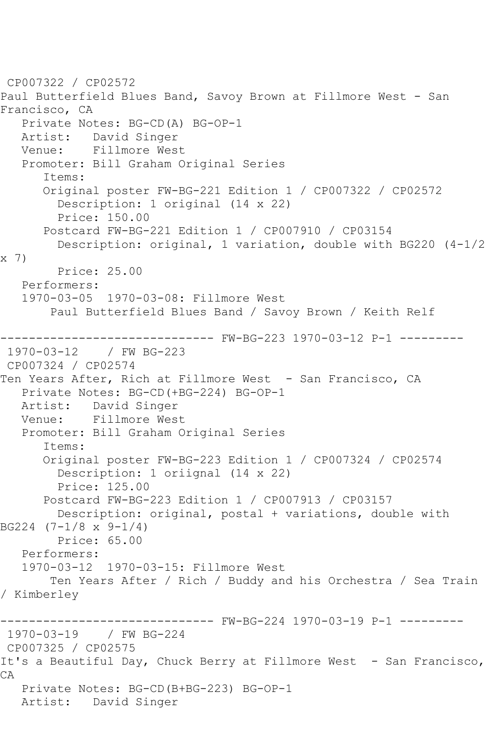CP007322 / CP02572
Paul Butterfield Blues Band, Savoy Brown at Fillmore West - San Francisco, CA

Private Notes: BG-CD(A) BG-OP-1
Artist: David Singer
Venue: Fillmore West
Promoter: Bill Graham Original Series
Items:
Original poster FW-BG-221 Edition 1 / CP007322 / CP02572
Description: 1 original (14 x 22)
Price: 150.00
Postcard FW-BG-221 Edition 1 / CP007910 / CP03154
Description: original, 1 variation, double with BG220 (4-1/2 x 7)
Price: 25.00
Performers:
1970-03-05 1970-03-08: Fillmore West
Paul Butterfield Blues Band / Savoy Brown / Keith Relf

------------------------------ FW-BG-223 1970-03-12 P-1 ---------
1970-03-12 / FW BG-223
CP007324 / CP02574
Ten Years After, Rich at Fillmore West - San Francisco, CA

Private Notes: BG-CD(+BG-224) BG-OP-1
Artist: David Singer
Venue: Fillmore West
Promoter: Bill Graham Original Series
Items:
Original poster FW-BG-223 Edition 1 / CP007324 / CP02574
Description: 1 oriignal (14 x 22)
Price: 125.00
Postcard FW-BG-223 Edition 1 / CP007913 / CP03157
Description: original, postal + variations, double with BG224 (7-1/8 x 9-1/4)
Price: 65.00
Performers:
1970-03-12 1970-03-15: Fillmore West
Ten Years After / Rich / Buddy and his Orchestra / Sea Train / Kimberley

------------------------------ FW-BG-224 1970-03-19 P-1 ---------
1970-03-19 / FW BG-224
CP007325 / CP02575
It's a Beautiful Day, Chuck Berry at Fillmore West - San Francisco, CA

Private Notes: BG-CD(B+BG-223) BG-OP-1
Artist: David Singer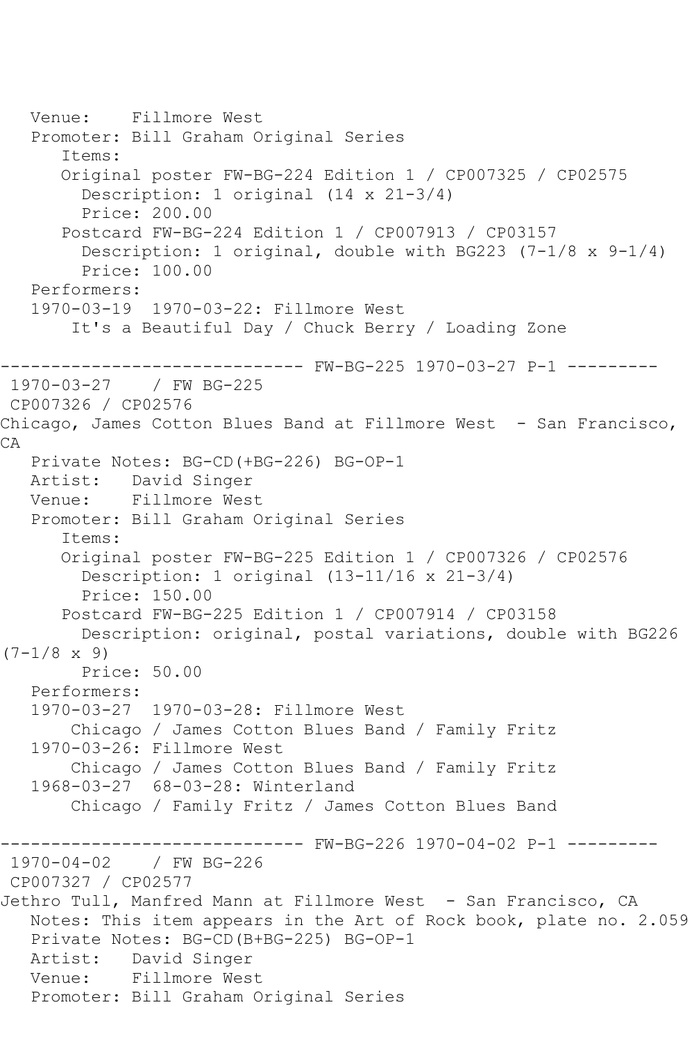Venue:    Fillmore West
Promoter: Bill Graham Original Series
Items:
Original poster FW-BG-224 Edition 1 / CP007325 / CP02575
Description: 1 original (14 x 21-3/4)
Price: 200.00
Postcard FW-BG-224 Edition 1 / CP007913 / CP03157
Description: 1 original, double with BG223 (7-1/8 x 9-1/4)
Price: 100.00
Performers:
1970-03-19  1970-03-22: Fillmore West
It's a Beautiful Day / Chuck Berry / Loading Zone

------------------------------ FW-BG-225 1970-03-27 P-1 ---------

1970-03-27    / FW BG-225
CP007326 / CP02576
Chicago, James Cotton Blues Band at Fillmore West  - San Francisco, CA
Private Notes: BG-CD(+BG-226) BG-OP-1
Artist:   David Singer
Venue:    Fillmore West
Promoter: Bill Graham Original Series
Items:
Original poster FW-BG-225 Edition 1 / CP007326 / CP02576
Description: 1 original (13-11/16 x 21-3/4)
Price: 150.00
Postcard FW-BG-225 Edition 1 / CP007914 / CP03158
Description: original, postal variations, double with BG226 (7-1/8 x 9)
Price: 50.00
Performers:
1970-03-27  1970-03-28: Fillmore West
Chicago / James Cotton Blues Band / Family Fritz
1970-03-26: Fillmore West
Chicago / James Cotton Blues Band / Family Fritz
1968-03-27  68-03-28: Winterland
Chicago / Family Fritz / James Cotton Blues Band

------------------------------ FW-BG-226 1970-04-02 P-1 ---------

1970-04-02    / FW BG-226
CP007327 / CP02577
Jethro Tull, Manfred Mann at Fillmore West  - San Francisco, CA
Notes: This item appears in the Art of Rock book, plate no. 2.059
Private Notes: BG-CD(B+BG-225) BG-OP-1
Artist:   David Singer
Venue:    Fillmore West
Promoter: Bill Graham Original Series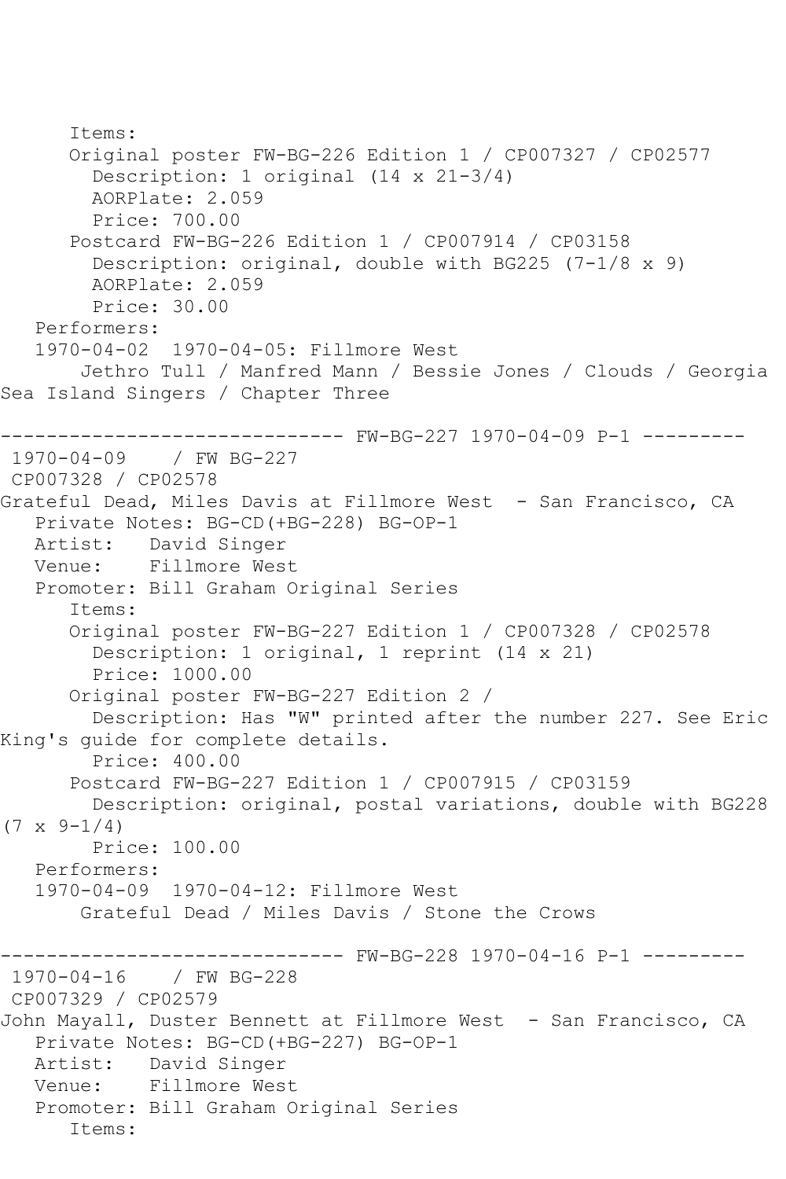Items:
Original poster FW-BG-226 Edition 1 / CP007327 / CP02577
Description: 1 original (14 x 21-3/4)
AORPlate: 2.059
Price: 700.00
Postcard FW-BG-226 Edition 1 / CP007914 / CP03158
Description: original, double with BG225 (7-1/8 x 9)
AORPlate: 2.059
Price: 30.00
Performers:
1970-04-02 1970-04-05: Fillmore West
Jethro Tull / Manfred Mann / Bessie Jones / Clouds / Georgia Sea Island Singers / Chapter Three

------------------------------ FW-BG-227 1970-04-09 P-1 ---------

1970-04-09 / FW BG-227
CP007328 / CP02578
Grateful Dead, Miles Davis at Fillmore West - San Francisco, CA
Private Notes: BG-CD(+BG-228) BG-OP-1
Artist: David Singer
Venue: Fillmore West
Promoter: Bill Graham Original Series
Items:
Original poster FW-BG-227 Edition 1 / CP007328 / CP02578
Description: 1 original, 1 reprint (14 x 21)
Price: 1000.00
Original poster FW-BG-227 Edition 2 /
Description: Has "W" printed after the number 227. See Eric King's guide for complete details.
Price: 400.00
Postcard FW-BG-227 Edition 1 / CP007915 / CP03159
Description: original, postal variations, double with BG228 (7 x 9-1/4)
Price: 100.00
Performers:
1970-04-09 1970-04-12: Fillmore West
Grateful Dead / Miles Davis / Stone the Crows

------------------------------ FW-BG-228 1970-04-16 P-1 ---------

1970-04-16 / FW BG-228
CP007329 / CP02579
John Mayall, Duster Bennett at Fillmore West - San Francisco, CA
Private Notes: BG-CD(+BG-227) BG-OP-1
Artist: David Singer
Venue: Fillmore West
Promoter: Bill Graham Original Series
Items: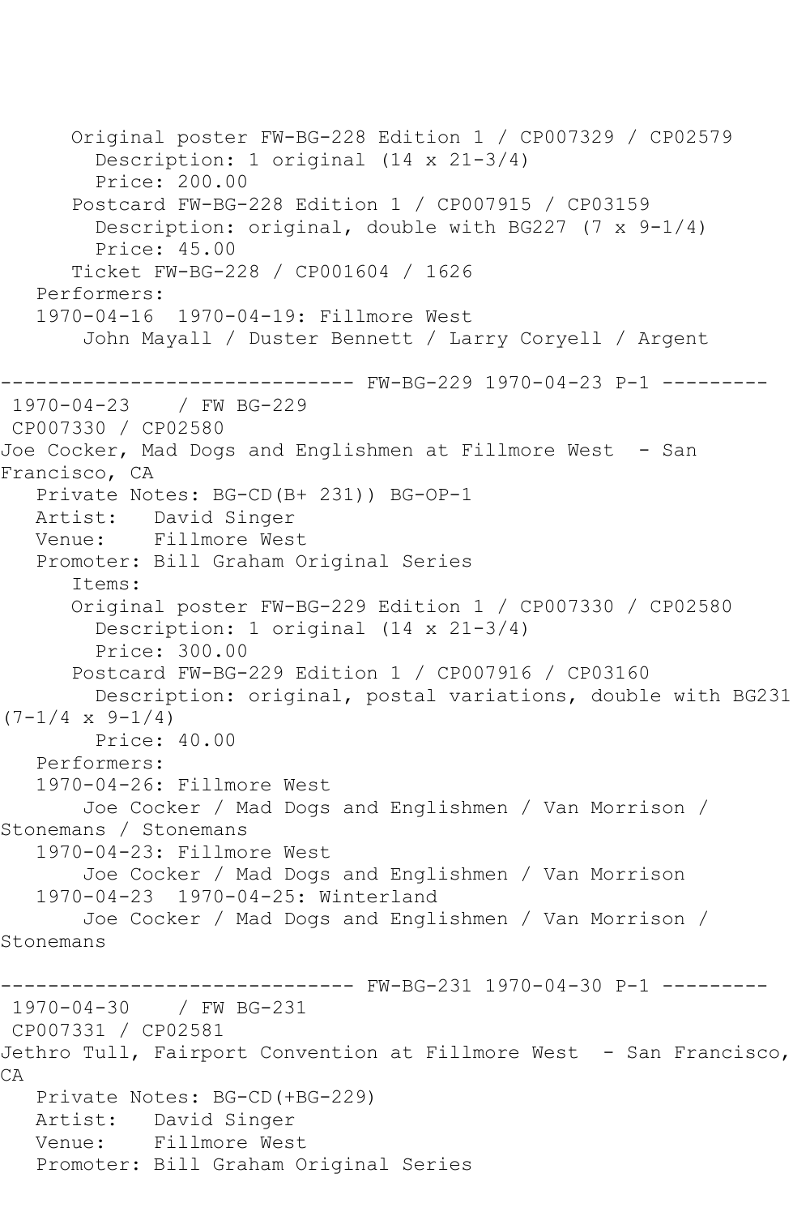```
      Original poster FW-BG-228 Edition 1 / CP007329 / CP02579
        Description: 1 original (14 x 21-3/4)
        Price: 200.00
      Postcard FW-BG-228 Edition 1 / CP007915 / CP03159
        Description: original, double with BG227 (7 x 9-1/4)
        Price: 45.00
      Ticket FW-BG-228 / CP001604 / 1626
   Performers:
   1970-04-16  1970-04-19: Fillmore West
       John Mayall / Duster Bennett / Larry Coryell / Argent

------------------------------ FW-BG-229 1970-04-23 P-1 ---------
 1970-04-23    / FW BG-229
 CP007330 / CP02580
Joe Cocker, Mad Dogs and Englishmen at Fillmore West  - San
Francisco, CA
   Private Notes: BG-CD(B+ 231)) BG-OP-1
   Artist:   David Singer
   Venue:    Fillmore West
   Promoter: Bill Graham Original Series
      Items:
      Original poster FW-BG-229 Edition 1 / CP007330 / CP02580
        Description: 1 original (14 x 21-3/4)
        Price: 300.00
      Postcard FW-BG-229 Edition 1 / CP007916 / CP03160
        Description: original, postal variations, double with BG231
(7-1/4 x 9-1/4)
        Price: 40.00
   Performers:
   1970-04-26: Fillmore West
       Joe Cocker / Mad Dogs and Englishmen / Van Morrison /
Stonemans / Stonemans
   1970-04-23: Fillmore West
       Joe Cocker / Mad Dogs and Englishmen / Van Morrison
   1970-04-23  1970-04-25: Winterland
       Joe Cocker / Mad Dogs and Englishmen / Van Morrison /
Stonemans

------------------------------ FW-BG-231 1970-04-30 P-1 ---------
 1970-04-30    / FW BG-231
 CP007331 / CP02581
Jethro Tull, Fairport Convention at Fillmore West  - San Francisco,
CA
   Private Notes: BG-CD(+BG-229)
   Artist:   David Singer
   Venue:    Fillmore West
   Promoter: Bill Graham Original Series
```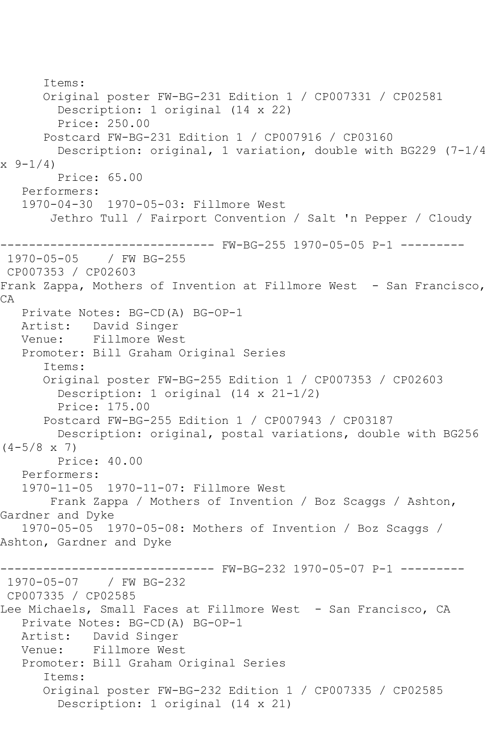Items:
Original poster FW-BG-231 Edition 1 / CP007331 / CP02581
Description: 1 original (14 x 22)
Price: 250.00
Postcard FW-BG-231 Edition 1 / CP007916 / CP03160
Description: original, 1 variation, double with BG229 (7-1/4 x 9-1/4)
Price: 65.00
Performers:
1970-04-30 1970-05-03: Fillmore West
Jethro Tull / Fairport Convention / Salt 'n Pepper / Cloudy

------------------------------ FW-BG-255 1970-05-05 P-1 ---------

1970-05-05 / FW BG-255
CP007353 / CP02603
Frank Zappa, Mothers of Invention at Fillmore West - San Francisco, CA
Private Notes: BG-CD(A) BG-OP-1
Artist: David Singer
Venue: Fillmore West
Promoter: Bill Graham Original Series
Items:
Original poster FW-BG-255 Edition 1 / CP007353 / CP02603
Description: 1 original (14 x 21-1/2)
Price: 175.00
Postcard FW-BG-255 Edition 1 / CP007943 / CP03187
Description: original, postal variations, double with BG256 (4-5/8 x 7)
Price: 40.00
Performers:
1970-11-05 1970-11-07: Fillmore West
Frank Zappa / Mothers of Invention / Boz Scaggs / Ashton, Gardner and Dyke
1970-05-05 1970-05-08: Mothers of Invention / Boz Scaggs / Ashton, Gardner and Dyke

------------------------------ FW-BG-232 1970-05-07 P-1 ---------

1970-05-07 / FW BG-232
CP007335 / CP02585
Lee Michaels, Small Faces at Fillmore West - San Francisco, CA
Private Notes: BG-CD(A) BG-OP-1
Artist: David Singer
Venue: Fillmore West
Promoter: Bill Graham Original Series
Items:
Original poster FW-BG-232 Edition 1 / CP007335 / CP02585
Description: 1 original (14 x 21)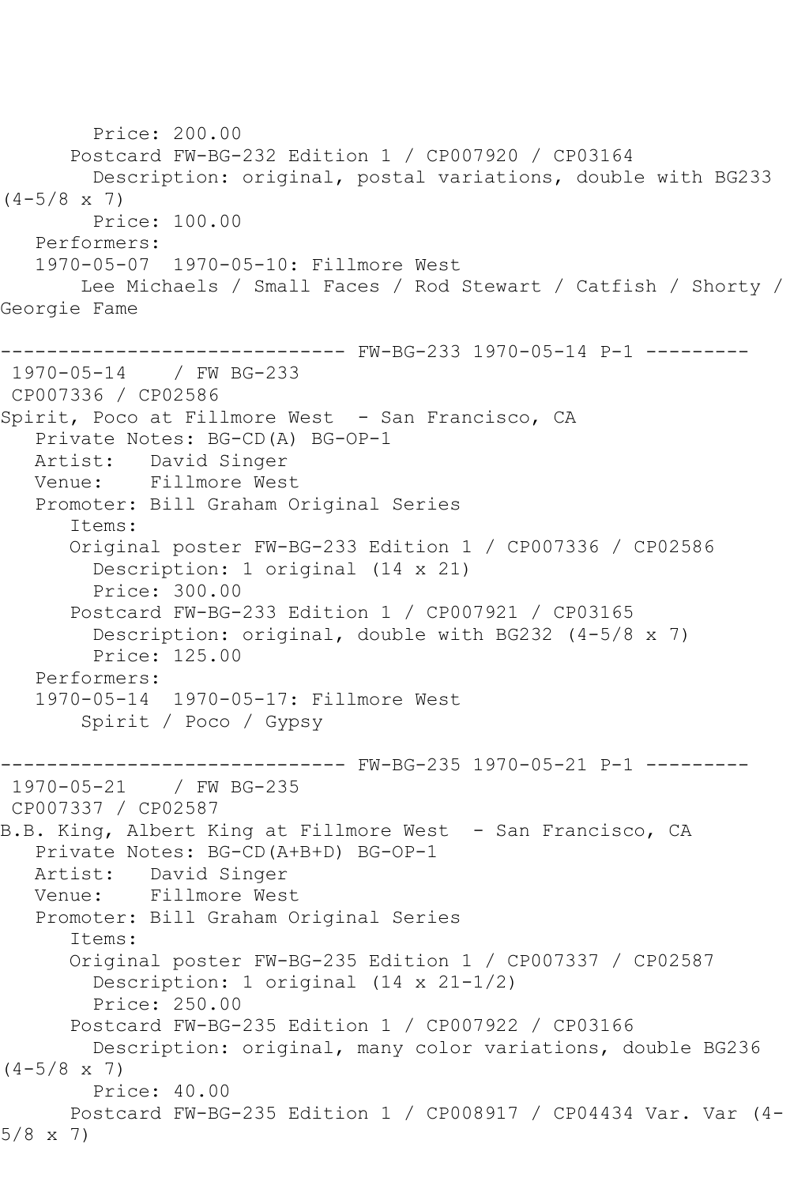Price: 200.00
Postcard FW-BG-232 Edition 1 / CP007920 / CP03164
Description: original, postal variations, double with BG233 (4-5/8 x 7)
Price: 100.00
Performers:
1970-05-07 1970-05-10: Fillmore West
Lee Michaels / Small Faces / Rod Stewart / Catfish / Shorty / Georgie Fame

------------------------------ FW-BG-233 1970-05-14 P-1 ---------

1970-05-14 / FW BG-233
CP007336 / CP02586
Spirit, Poco at Fillmore West - San Francisco, CA
Private Notes: BG-CD(A) BG-OP-1
Artist: David Singer
Venue: Fillmore West
Promoter: Bill Graham Original Series
Items:
Original poster FW-BG-233 Edition 1 / CP007336 / CP02586
Description: 1 original (14 x 21)
Price: 300.00
Postcard FW-BG-233 Edition 1 / CP007921 / CP03165
Description: original, double with BG232 (4-5/8 x 7)
Price: 125.00
Performers:
1970-05-14 1970-05-17: Fillmore West
Spirit / Poco / Gypsy

------------------------------ FW-BG-235 1970-05-21 P-1 ---------

1970-05-21 / FW BG-235
CP007337 / CP02587
B.B. King, Albert King at Fillmore West - San Francisco, CA
Private Notes: BG-CD(A+B+D) BG-OP-1
Artist: David Singer
Venue: Fillmore West
Promoter: Bill Graham Original Series
Items:
Original poster FW-BG-235 Edition 1 / CP007337 / CP02587
Description: 1 original (14 x 21-1/2)
Price: 250.00
Postcard FW-BG-235 Edition 1 / CP007922 / CP03166
Description: original, many color variations, double BG236 (4-5/8 x 7)
Price: 40.00
Postcard FW-BG-235 Edition 1 / CP008917 / CP04434 Var. Var (4-5/8 x 7)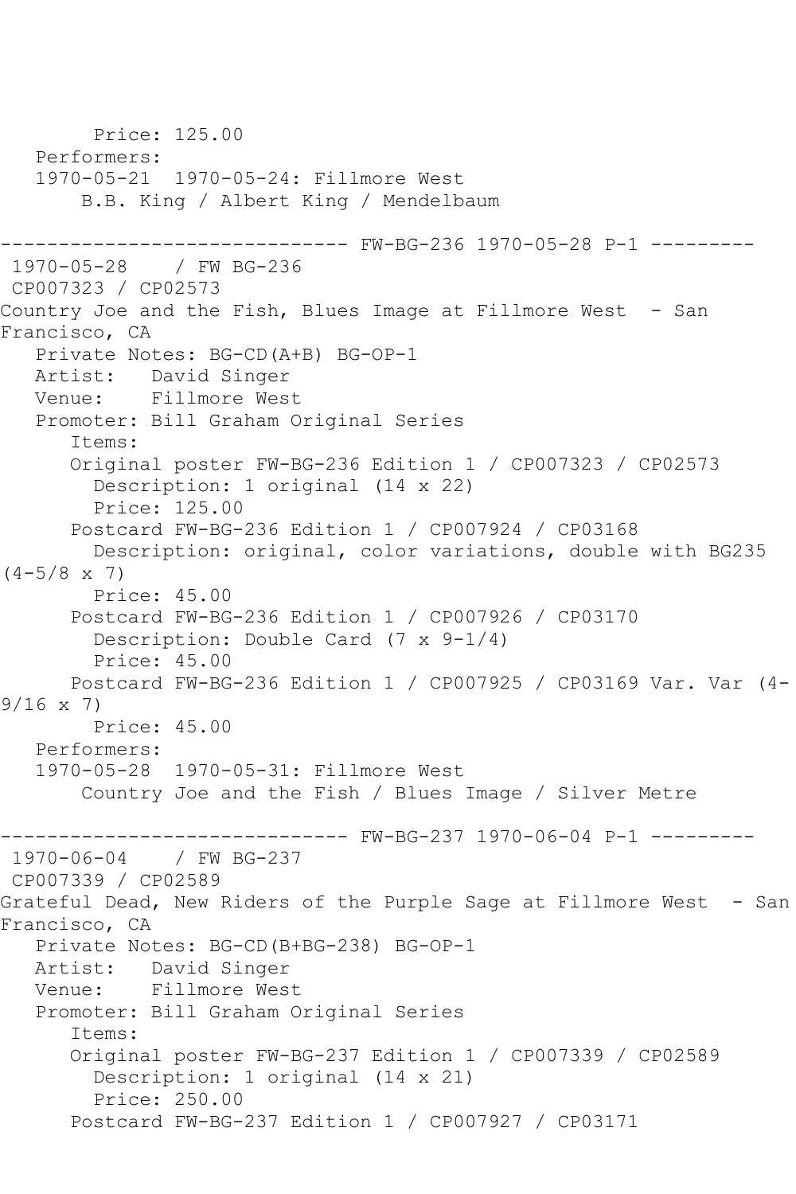Price: 125.00
   Performers:
   1970-05-21  1970-05-24: Fillmore West
       B.B. King / Albert King / Mendelbaum

------------------------------ FW-BG-236 1970-05-28 P-1 ---------
 1970-05-28    / FW BG-236
 CP007323 / CP02573
Country Joe and the Fish, Blues Image at Fillmore West  - San Francisco, CA
   Private Notes: BG-CD(A+B) BG-OP-1
   Artist:   David Singer
   Venue:    Fillmore West
   Promoter: Bill Graham Original Series
      Items:
      Original poster FW-BG-236 Edition 1 / CP007323 / CP02573
        Description: 1 original (14 x 22)
        Price: 125.00
      Postcard FW-BG-236 Edition 1 / CP007924 / CP03168
        Description: original, color variations, double with BG235 (4-5/8 x 7)
        Price: 45.00
      Postcard FW-BG-236 Edition 1 / CP007926 / CP03170
        Description: Double Card (7 x 9-1/4)
        Price: 45.00
      Postcard FW-BG-236 Edition 1 / CP007925 / CP03169 Var. Var (4-9/16 x 7)
        Price: 45.00
   Performers:
   1970-05-28  1970-05-31: Fillmore West
       Country Joe and the Fish / Blues Image / Silver Metre

------------------------------ FW-BG-237 1970-06-04 P-1 ---------
 1970-06-04    / FW BG-237
 CP007339 / CP02589
Grateful Dead, New Riders of the Purple Sage at Fillmore West  - San Francisco, CA
   Private Notes: BG-CD(B+BG-238) BG-OP-1
   Artist:   David Singer
   Venue:    Fillmore West
   Promoter: Bill Graham Original Series
      Items:
      Original poster FW-BG-237 Edition 1 / CP007339 / CP02589
        Description: 1 original (14 x 21)
        Price: 250.00
      Postcard FW-BG-237 Edition 1 / CP007927 / CP03171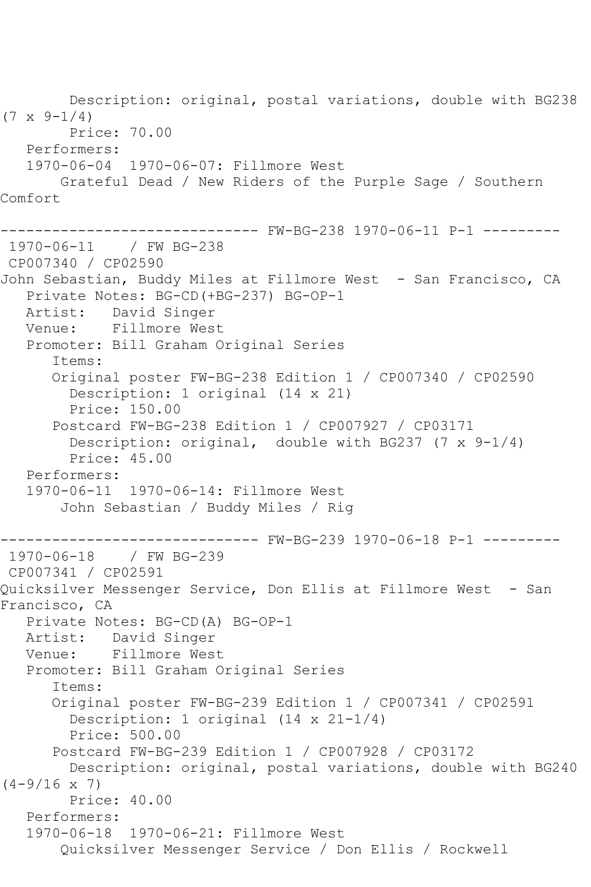Description: original, postal variations, double with BG238 (7 x 9-1/4)
Price: 70.00
Performers:
1970-06-04 1970-06-07: Fillmore West
Grateful Dead / New Riders of the Purple Sage / Southern Comfort

------------------------------ FW-BG-238 1970-06-11 P-1 ---------

1970-06-11 / FW BG-238
CP007340 / CP02590
John Sebastian, Buddy Miles at Fillmore West - San Francisco, CA
Private Notes: BG-CD(+BG-237) BG-OP-1
Artist: David Singer
Venue: Fillmore West
Promoter: Bill Graham Original Series
Items:
Original poster FW-BG-238 Edition 1 / CP007340 / CP02590
Description: 1 original (14 x 21)
Price: 150.00
Postcard FW-BG-238 Edition 1 / CP007927 / CP03171
Description: original, double with BG237 (7 x 9-1/4)
Price: 45.00
Performers:
1970-06-11 1970-06-14: Fillmore West
John Sebastian / Buddy Miles / Rig

------------------------------ FW-BG-239 1970-06-18 P-1 ---------

1970-06-18 / FW BG-239
CP007341 / CP02591
Quicksilver Messenger Service, Don Ellis at Fillmore West - San Francisco, CA
Private Notes: BG-CD(A) BG-OP-1
Artist: David Singer
Venue: Fillmore West
Promoter: Bill Graham Original Series
Items:
Original poster FW-BG-239 Edition 1 / CP007341 / CP02591
Description: 1 original (14 x 21-1/4)
Price: 500.00
Postcard FW-BG-239 Edition 1 / CP007928 / CP03172
Description: original, postal variations, double with BG240 (4-9/16 x 7)
Price: 40.00
Performers:
1970-06-18 1970-06-21: Fillmore West
Quicksilver Messenger Service / Don Ellis / Rockwell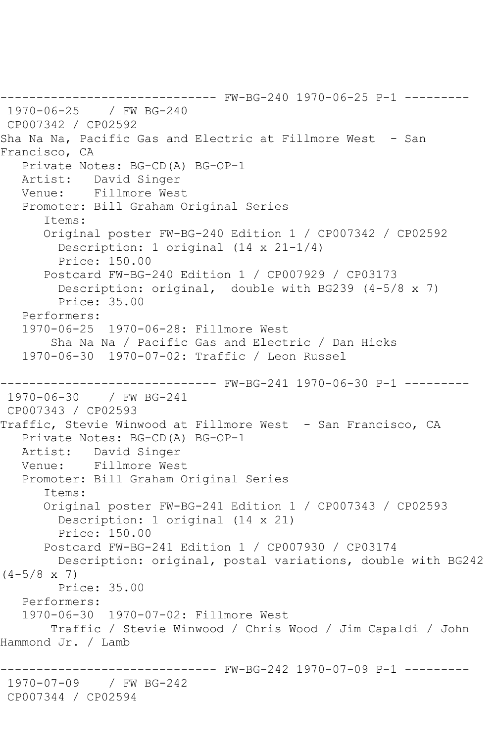------------------------------ FW-BG-240 1970-06-25 P-1 ---------
1970-06-25 / FW BG-240
CP007342 / CP02592
Sha Na Na, Pacific Gas and Electric at Fillmore West - San Francisco, CA
Private Notes: BG-CD(A) BG-OP-1
Artist: David Singer
Venue: Fillmore West
Promoter: Bill Graham Original Series
Items:
Original poster FW-BG-240 Edition 1 / CP007342 / CP02592
Description: 1 original (14 x 21-1/4)
Price: 150.00
Postcard FW-BG-240 Edition 1 / CP007929 / CP03173
Description: original, double with BG239 (4-5/8 x 7)
Price: 35.00
Performers:
1970-06-25 1970-06-28: Fillmore West
Sha Na Na / Pacific Gas and Electric / Dan Hicks
1970-06-30 1970-07-02: Traffic / Leon Russel

------------------------------ FW-BG-241 1970-06-30 P-1 ---------
1970-06-30 / FW BG-241
CP007343 / CP02593
Traffic, Stevie Winwood at Fillmore West - San Francisco, CA
Private Notes: BG-CD(A) BG-OP-1
Artist: David Singer
Venue: Fillmore West
Promoter: Bill Graham Original Series
Items:
Original poster FW-BG-241 Edition 1 / CP007343 / CP02593
Description: 1 original (14 x 21)
Price: 150.00
Postcard FW-BG-241 Edition 1 / CP007930 / CP03174
Description: original, postal variations, double with BG242 (4-5/8 x 7)
Price: 35.00
Performers:
1970-06-30 1970-07-02: Fillmore West
Traffic / Stevie Winwood / Chris Wood / Jim Capaldi / John Hammond Jr. / Lamb

------------------------------ FW-BG-242 1970-07-09 P-1 ---------
1970-07-09 / FW BG-242
CP007344 / CP02594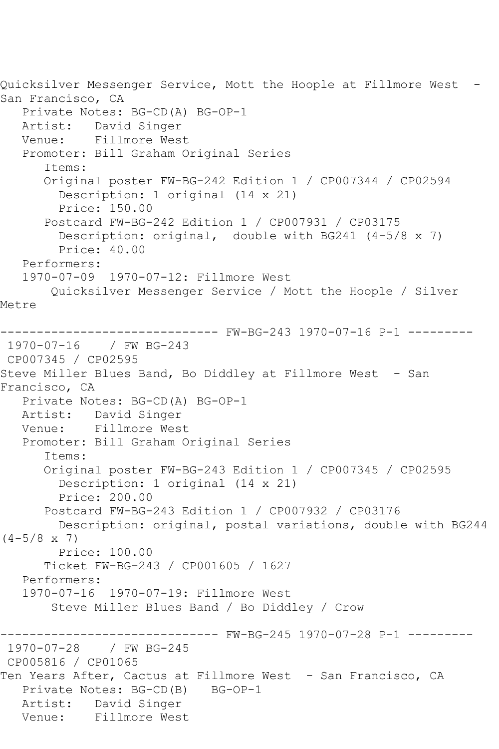Quicksilver Messenger Service, Mott the Hoople at Fillmore West - San Francisco, CA

Private Notes: BG-CD(A) BG-OP-1
Artist: David Singer
Venue: Fillmore West
Promoter: Bill Graham Original Series
Items:
Original poster FW-BG-242 Edition 1 / CP007344 / CP02594
Description: 1 original (14 x 21)
Price: 150.00
Postcard FW-BG-242 Edition 1 / CP007931 / CP03175
Description: original, double with BG241 (4-5/8 x 7)
Price: 40.00
Performers:
1970-07-09 1970-07-12: Fillmore West
Quicksilver Messenger Service / Mott the Hoople / Silver Metre

------------------------------ FW-BG-243 1970-07-16 P-1 ---------

1970-07-16 / FW BG-243
CP007345 / CP02595
Steve Miller Blues Band, Bo Diddley at Fillmore West - San Francisco, CA

Private Notes: BG-CD(A) BG-OP-1
Artist: David Singer
Venue: Fillmore West
Promoter: Bill Graham Original Series
Items:
Original poster FW-BG-243 Edition 1 / CP007345 / CP02595
Description: 1 original (14 x 21)
Price: 200.00
Postcard FW-BG-243 Edition 1 / CP007932 / CP03176
Description: original, postal variations, double with BG244 (4-5/8 x 7)
Price: 100.00
Ticket FW-BG-243 / CP001605 / 1627
Performers:
1970-07-16 1970-07-19: Fillmore West
Steve Miller Blues Band / Bo Diddley / Crow

------------------------------ FW-BG-245 1970-07-28 P-1 ---------

1970-07-28 / FW BG-245
CP005816 / CP01065
Ten Years After, Cactus at Fillmore West - San Francisco, CA

Private Notes: BG-CD(B) BG-OP-1
Artist: David Singer
Venue: Fillmore West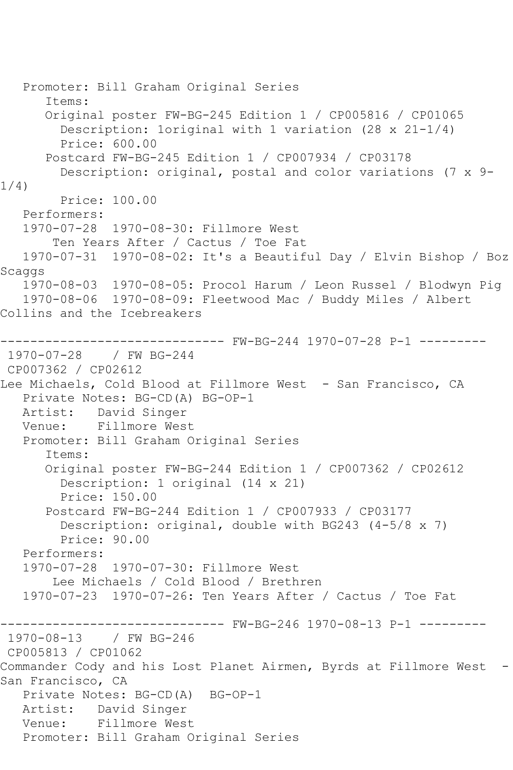Promoter: Bill Graham Original Series
Items:
Original poster FW-BG-245 Edition 1 / CP005816 / CP01065
Description: 1original with 1 variation (28 x 21-1/4)
Price: 600.00
Postcard FW-BG-245 Edition 1 / CP007934 / CP03178
Description: original, postal and color variations (7 x 9-1/4)
Price: 100.00
Performers:
1970-07-28 1970-08-30: Fillmore West
Ten Years After / Cactus / Toe Fat
1970-07-31 1970-08-02: It's a Beautiful Day / Elvin Bishop / Boz Scaggs
1970-08-03 1970-08-05: Procol Harum / Leon Russel / Blodwyn Pig
1970-08-06 1970-08-09: Fleetwood Mac / Buddy Miles / Albert Collins and the Icebreakers

------------------------------ FW-BG-244 1970-07-28 P-1 ---------

1970-07-28 / FW BG-244
CP007362 / CP02612
Lee Michaels, Cold Blood at Fillmore West - San Francisco, CA
Private Notes: BG-CD(A) BG-OP-1
Artist: David Singer
Venue: Fillmore West
Promoter: Bill Graham Original Series
Items:
Original poster FW-BG-244 Edition 1 / CP007362 / CP02612
Description: 1 original (14 x 21)
Price: 150.00
Postcard FW-BG-244 Edition 1 / CP007933 / CP03177
Description: original, double with BG243 (4-5/8 x 7)
Price: 90.00
Performers:
1970-07-28 1970-07-30: Fillmore West
Lee Michaels / Cold Blood / Brethren
1970-07-23 1970-07-26: Ten Years After / Cactus / Toe Fat

------------------------------ FW-BG-246 1970-08-13 P-1 ---------

1970-08-13 / FW BG-246
CP005813 / CP01062
Commander Cody and his Lost Planet Airmen, Byrds at Fillmore West - San Francisco, CA
Private Notes: BG-CD(A) BG-OP-1
Artist: David Singer
Venue: Fillmore West
Promoter: Bill Graham Original Series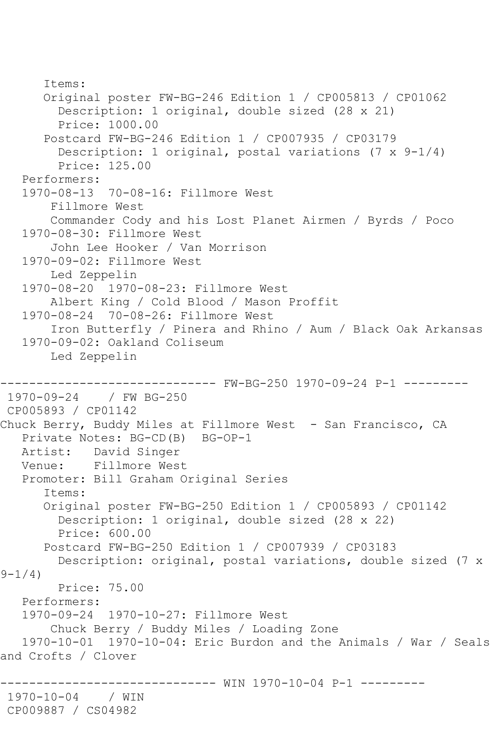```
      Items:
      Original poster FW-BG-246 Edition 1 / CP005813 / CP01062
        Description: 1 original, double sized (28 x 21)
        Price: 1000.00
      Postcard FW-BG-246 Edition 1 / CP007935 / CP03179
        Description: 1 original, postal variations (7 x 9-1/4)
        Price: 125.00
   Performers:
   1970-08-13  70-08-16: Fillmore West
       Fillmore West
       Commander Cody and his Lost Planet Airmen / Byrds / Poco
   1970-08-30: Fillmore West
       John Lee Hooker / Van Morrison
   1970-09-02: Fillmore West
       Led Zeppelin
   1970-08-20  1970-08-23: Fillmore West
       Albert King / Cold Blood / Mason Proffit
   1970-08-24  70-08-26: Fillmore West
       Iron Butterfly / Pinera and Rhino / Aum / Black Oak Arkansas
   1970-09-02: Oakland Coliseum
       Led Zeppelin

------------------------------ FW-BG-250 1970-09-24 P-1 ---------
 1970-09-24    / FW BG-250
 CP005893 / CP01142
Chuck Berry, Buddy Miles at Fillmore West  - San Francisco, CA
   Private Notes: BG-CD(B)  BG-OP-1
   Artist:   David Singer
   Venue:    Fillmore West
   Promoter: Bill Graham Original Series
      Items:
      Original poster FW-BG-250 Edition 1 / CP005893 / CP01142
        Description: 1 original, double sized (28 x 22)
        Price: 600.00
      Postcard FW-BG-250 Edition 1 / CP007939 / CP03183
        Description: original, postal variations, double sized (7 x 
9-1/4)
        Price: 75.00
   Performers:
   1970-09-24  1970-10-27: Fillmore West
       Chuck Berry / Buddy Miles / Loading Zone
   1970-10-01  1970-10-04: Eric Burdon and the Animals / War / Seals 
and Crofts / Clover

------------------------------ WIN 1970-10-04 P-1 ---------
 1970-10-04    / WIN
 CP009887 / CS04982
```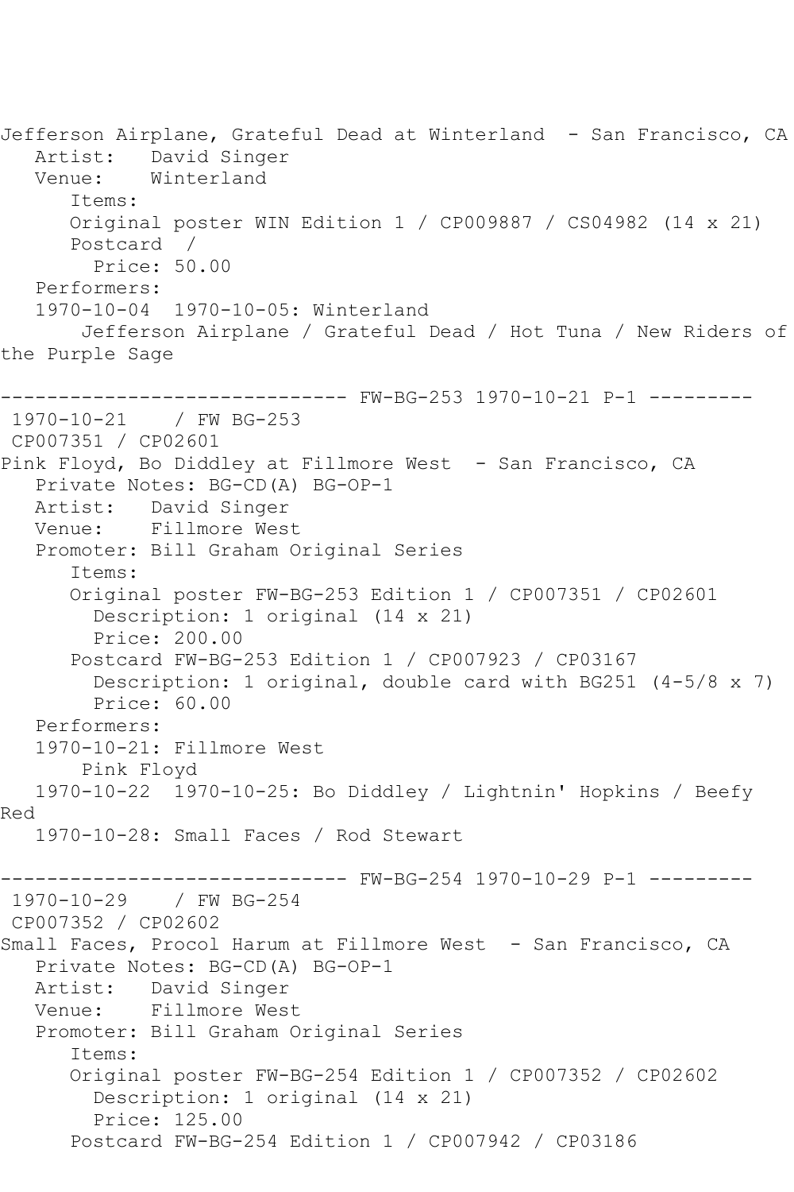Jefferson Airplane, Grateful Dead at Winterland - San Francisco, CA
   Artist: David Singer
   Venue: Winterland
      Items:
      Original poster WIN Edition 1 / CP009887 / CS04982 (14 x 21)
      Postcard /
        Price: 50.00
   Performers:
   1970-10-04 1970-10-05: Winterland
       Jefferson Airplane / Grateful Dead / Hot Tuna / New Riders of the Purple Sage

------------------------------ FW-BG-253 1970-10-21 P-1 ---------
1970-10-21 / FW BG-253
CP007351 / CP02601
Pink Floyd, Bo Diddley at Fillmore West - San Francisco, CA
   Private Notes: BG-CD(A) BG-OP-1
   Artist: David Singer
   Venue: Fillmore West
   Promoter: Bill Graham Original Series
      Items:
      Original poster FW-BG-253 Edition 1 / CP007351 / CP02601
        Description: 1 original (14 x 21)
        Price: 200.00
      Postcard FW-BG-253 Edition 1 / CP007923 / CP03167
        Description: 1 original, double card with BG251 (4-5/8 x 7)
        Price: 60.00
   Performers:
   1970-10-21: Fillmore West
       Pink Floyd
   1970-10-22 1970-10-25: Bo Diddley / Lightnin' Hopkins / Beefy Red
   1970-10-28: Small Faces / Rod Stewart

------------------------------ FW-BG-254 1970-10-29 P-1 ---------
1970-10-29 / FW BG-254
CP007352 / CP02602
Small Faces, Procol Harum at Fillmore West - San Francisco, CA
   Private Notes: BG-CD(A) BG-OP-1
   Artist: David Singer
   Venue: Fillmore West
   Promoter: Bill Graham Original Series
      Items:
      Original poster FW-BG-254 Edition 1 / CP007352 / CP02602
        Description: 1 original (14 x 21)
        Price: 125.00
      Postcard FW-BG-254 Edition 1 / CP007942 / CP03186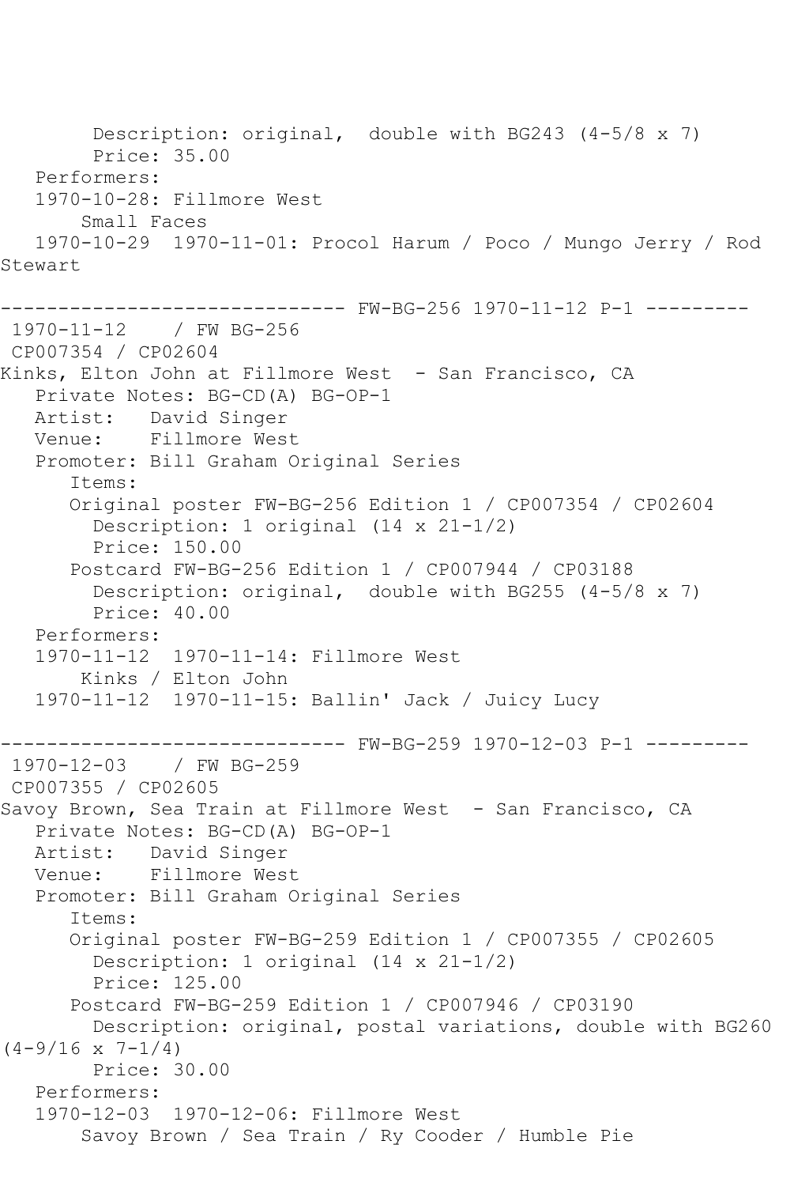Description: original,  double with BG243 (4-5/8 x 7)
        Price: 35.00
   Performers:
   1970-10-28: Fillmore West
       Small Faces
   1970-10-29  1970-11-01: Procol Harum / Poco / Mungo Jerry / Rod Stewart

------------------------------ FW-BG-256 1970-11-12 P-1 ---------

1970-11-12    / FW BG-256
CP007354 / CP02604
Kinks, Elton John at Fillmore West  - San Francisco, CA
   Private Notes: BG-CD(A) BG-OP-1
   Artist:   David Singer
   Venue:    Fillmore West
   Promoter: Bill Graham Original Series
      Items:
      Original poster FW-BG-256 Edition 1 / CP007354 / CP02604
        Description: 1 original (14 x 21-1/2)
        Price: 150.00
      Postcard FW-BG-256 Edition 1 / CP007944 / CP03188
        Description: original,  double with BG255 (4-5/8 x 7)
        Price: 40.00
   Performers:
   1970-11-12  1970-11-14: Fillmore West
       Kinks / Elton John
   1970-11-12  1970-11-15: Ballin' Jack / Juicy Lucy

------------------------------ FW-BG-259 1970-12-03 P-1 ---------

1970-12-03    / FW BG-259
CP007355 / CP02605
Savoy Brown, Sea Train at Fillmore West  - San Francisco, CA
   Private Notes: BG-CD(A) BG-OP-1
   Artist:   David Singer
   Venue:    Fillmore West
   Promoter: Bill Graham Original Series
      Items:
      Original poster FW-BG-259 Edition 1 / CP007355 / CP02605
        Description: 1 original (14 x 21-1/2)
        Price: 125.00
      Postcard FW-BG-259 Edition 1 / CP007946 / CP03190
        Description: original, postal variations, double with BG260 (4-9/16 x 7-1/4)
        Price: 30.00
   Performers:
   1970-12-03  1970-12-06: Fillmore West
       Savoy Brown / Sea Train / Ry Cooder / Humble Pie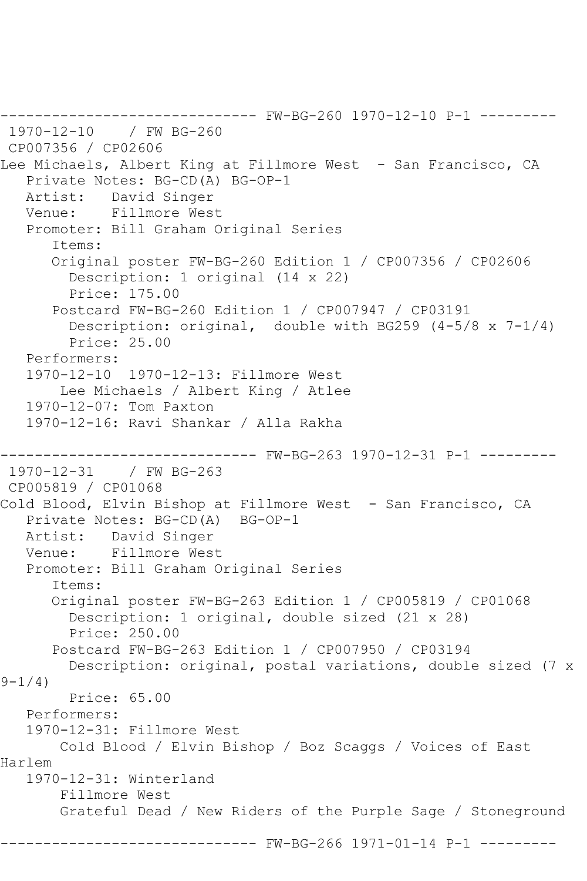```
------------------------------ FW-BG-260 1970-12-10 P-1 ---------
 1970-12-10    / FW BG-260
 CP007356 / CP02606
Lee Michaels, Albert King at Fillmore West  - San Francisco, CA
   Private Notes: BG-CD(A) BG-OP-1
   Artist:   David Singer
   Venue:    Fillmore West
   Promoter: Bill Graham Original Series
      Items:
      Original poster FW-BG-260 Edition 1 / CP007356 / CP02606
        Description: 1 original (14 x 22)
        Price: 175.00
      Postcard FW-BG-260 Edition 1 / CP007947 / CP03191
        Description: original,  double with BG259 (4-5/8 x 7-1/4)
        Price: 25.00
   Performers:
   1970-12-10  1970-12-13: Fillmore West
       Lee Michaels / Albert King / Atlee
   1970-12-07: Tom Paxton
   1970-12-16: Ravi Shankar / Alla Rakha

------------------------------ FW-BG-263 1970-12-31 P-1 ---------
 1970-12-31    / FW BG-263
 CP005819 / CP01068
Cold Blood, Elvin Bishop at Fillmore West  - San Francisco, CA
   Private Notes: BG-CD(A)  BG-OP-1
   Artist:   David Singer
   Venue:    Fillmore West
   Promoter: Bill Graham Original Series
      Items:
      Original poster FW-BG-263 Edition 1 / CP005819 / CP01068
        Description: 1 original, double sized (21 x 28)
        Price: 250.00
      Postcard FW-BG-263 Edition 1 / CP007950 / CP03194
        Description: original, postal variations, double sized (7 x 
9-1/4)
        Price: 65.00
   Performers:
   1970-12-31: Fillmore West
       Cold Blood / Elvin Bishop / Boz Scaggs / Voices of East 
Harlem
   1970-12-31: Winterland
       Fillmore West
       Grateful Dead / New Riders of the Purple Sage / Stoneground

------------------------------ FW-BG-266 1971-01-14 P-1 ---------
```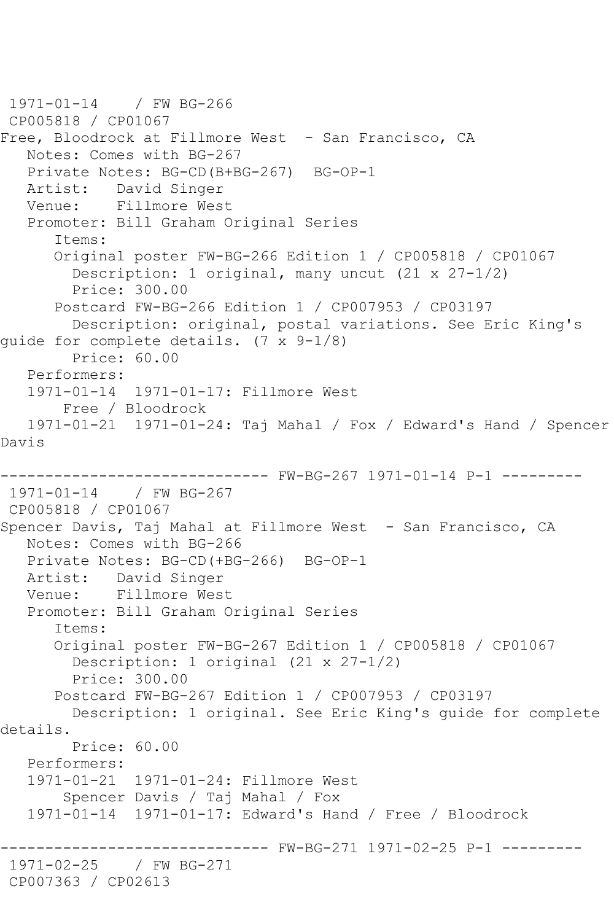```
 1971-01-14    / FW BG-266
 CP005818 / CP01067
Free, Bloodrock at Fillmore West  - San Francisco, CA
   Notes: Comes with BG-267
   Private Notes: BG-CD(B+BG-267)  BG-OP-1
   Artist:   David Singer
   Venue:    Fillmore West
   Promoter: Bill Graham Original Series
      Items:
      Original poster FW-BG-266 Edition 1 / CP005818 / CP01067
        Description: 1 original, many uncut (21 x 27-1/2)
        Price: 300.00
      Postcard FW-BG-266 Edition 1 / CP007953 / CP03197
        Description: original, postal variations. See Eric King's 
guide for complete details. (7 x 9-1/8)
        Price: 60.00
   Performers:
   1971-01-14  1971-01-17: Fillmore West
       Free / Bloodrock
   1971-01-21  1971-01-24: Taj Mahal / Fox / Edward's Hand / Spencer 
Davis

------------------------------ FW-BG-267 1971-01-14 P-1 ---------
 1971-01-14    / FW BG-267
 CP005818 / CP01067
Spencer Davis, Taj Mahal at Fillmore West  - San Francisco, CA
   Notes: Comes with BG-266
   Private Notes: BG-CD(+BG-266)  BG-OP-1
   Artist:   David Singer
   Venue:    Fillmore West
   Promoter: Bill Graham Original Series
      Items:
      Original poster FW-BG-267 Edition 1 / CP005818 / CP01067
        Description: 1 original (21 x 27-1/2)
        Price: 300.00
      Postcard FW-BG-267 Edition 1 / CP007953 / CP03197
        Description: 1 original. See Eric King's guide for complete 
details.
        Price: 60.00
   Performers:
   1971-01-21  1971-01-24: Fillmore West
       Spencer Davis / Taj Mahal / Fox
   1971-01-14  1971-01-17: Edward's Hand / Free / Bloodrock

------------------------------ FW-BG-271 1971-02-25 P-1 ---------
 1971-02-25    / FW BG-271
 CP007363 / CP02613
```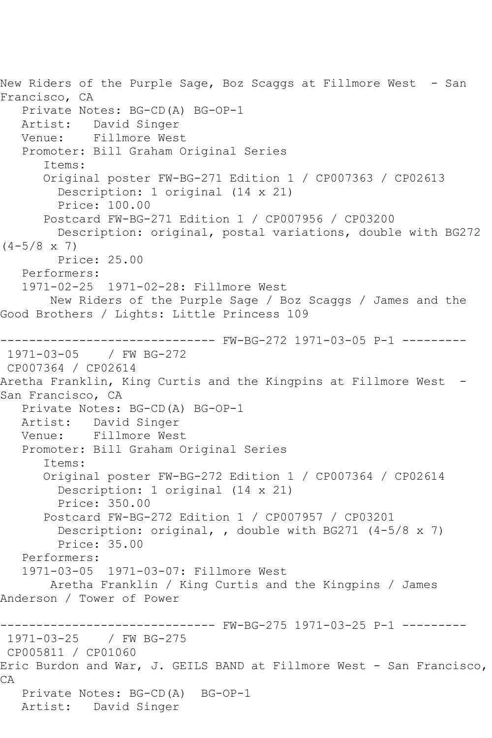New Riders of the Purple Sage, Boz Scaggs at Fillmore West - San Francisco, CA
   Private Notes: BG-CD(A) BG-OP-1
   Artist: David Singer
   Venue: Fillmore West
   Promoter: Bill Graham Original Series
      Items:
      Original poster FW-BG-271 Edition 1 / CP007363 / CP02613
        Description: 1 original (14 x 21)
        Price: 100.00
      Postcard FW-BG-271 Edition 1 / CP007956 / CP03200
        Description: original, postal variations, double with BG272 (4-5/8 x 7)
        Price: 25.00
   Performers:
   1971-02-25 1971-02-28: Fillmore West
      New Riders of the Purple Sage / Boz Scaggs / James and the Good Brothers / Lights: Little Princess 109

------------------------------ FW-BG-272 1971-03-05 P-1 ---------
1971-03-05 / FW BG-272
CP007364 / CP02614
Aretha Franklin, King Curtis and the Kingpins at Fillmore West - San Francisco, CA
   Private Notes: BG-CD(A) BG-OP-1
   Artist: David Singer
   Venue: Fillmore West
   Promoter: Bill Graham Original Series
      Items:
      Original poster FW-BG-272 Edition 1 / CP007364 / CP02614
        Description: 1 original (14 x 21)
        Price: 350.00
      Postcard FW-BG-272 Edition 1 / CP007957 / CP03201
        Description: original, , double with BG271 (4-5/8 x 7)
        Price: 35.00
   Performers:
   1971-03-05 1971-03-07: Fillmore West
      Aretha Franklin / King Curtis and the Kingpins / James Anderson / Tower of Power

------------------------------ FW-BG-275 1971-03-25 P-1 ---------
1971-03-25 / FW BG-275
CP005811 / CP01060
Eric Burdon and War, J. GEILS BAND at Fillmore West - San Francisco, CA
   Private Notes: BG-CD(A) BG-OP-1
   Artist: David Singer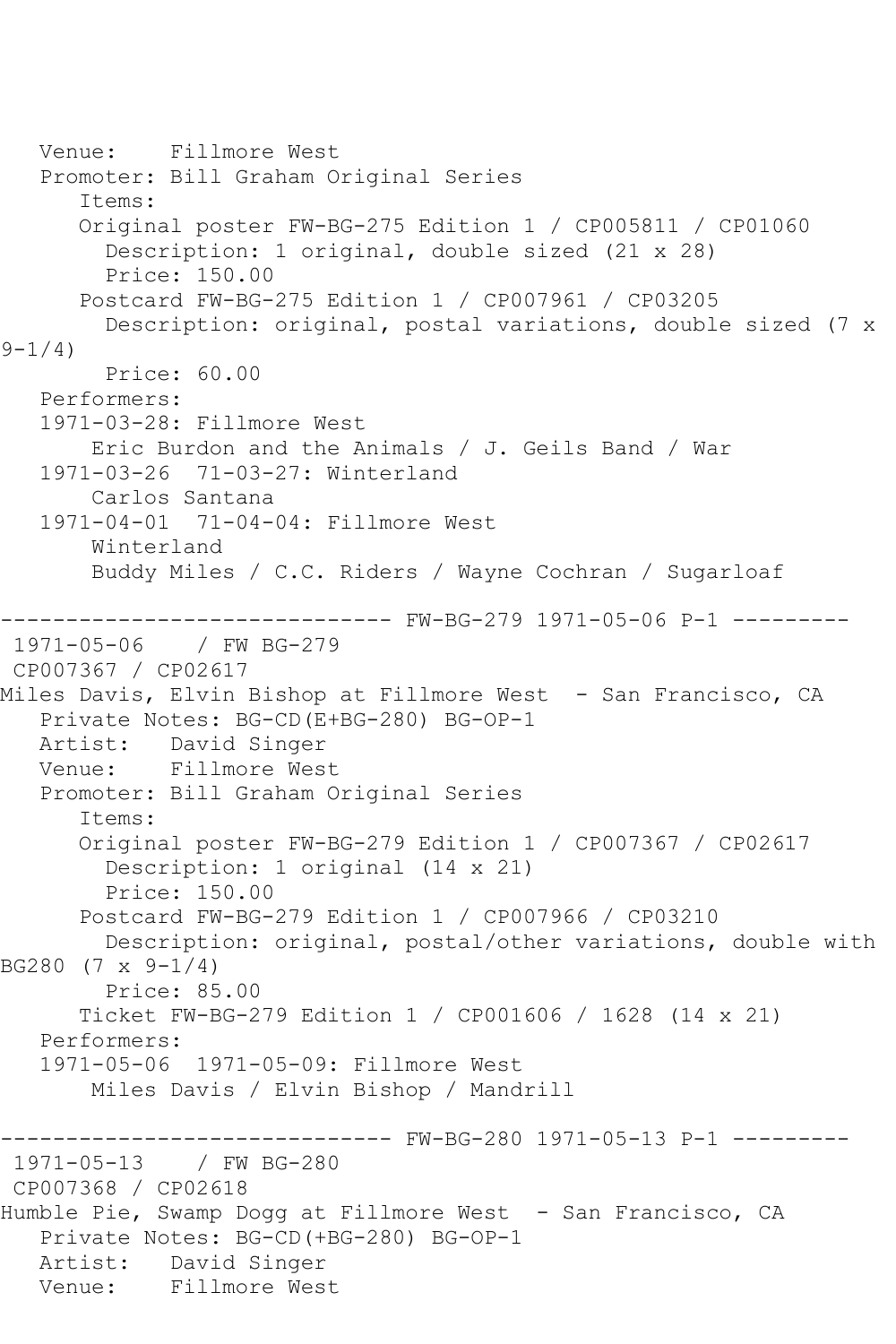```
   Venue:    Fillmore West
   Promoter: Bill Graham Original Series
      Items:
      Original poster FW-BG-275 Edition 1 / CP005811 / CP01060
        Description: 1 original, double sized (21 x 28)
        Price: 150.00
      Postcard FW-BG-275 Edition 1 / CP007961 / CP03205
        Description: original, postal variations, double sized (7 x 
9-1/4)
        Price: 60.00
   Performers:
   1971-03-28: Fillmore West
       Eric Burdon and the Animals / J. Geils Band / War
   1971-03-26  71-03-27: Winterland
       Carlos Santana
   1971-04-01  71-04-04: Fillmore West
       Winterland
       Buddy Miles / C.C. Riders / Wayne Cochran / Sugarloaf

------------------------------ FW-BG-279 1971-05-06 P-1 ---------
 1971-05-06    / FW BG-279
 CP007367 / CP02617
Miles Davis, Elvin Bishop at Fillmore West  - San Francisco, CA
   Private Notes: BG-CD(E+BG-280) BG-OP-1
   Artist:   David Singer
   Venue:    Fillmore West
   Promoter: Bill Graham Original Series
      Items:
      Original poster FW-BG-279 Edition 1 / CP007367 / CP02617
        Description: 1 original (14 x 21)
        Price: 150.00
      Postcard FW-BG-279 Edition 1 / CP007966 / CP03210
        Description: original, postal/other variations, double with 
BG280 (7 x 9-1/4)
        Price: 85.00
      Ticket FW-BG-279 Edition 1 / CP001606 / 1628 (14 x 21)
   Performers:
   1971-05-06  1971-05-09: Fillmore West
       Miles Davis / Elvin Bishop / Mandrill

------------------------------ FW-BG-280 1971-05-13 P-1 ---------
 1971-05-13    / FW BG-280
 CP007368 / CP02618
Humble Pie, Swamp Dogg at Fillmore West  - San Francisco, CA
   Private Notes: BG-CD(+BG-280) BG-OP-1
   Artist:   David Singer
   Venue:    Fillmore West
```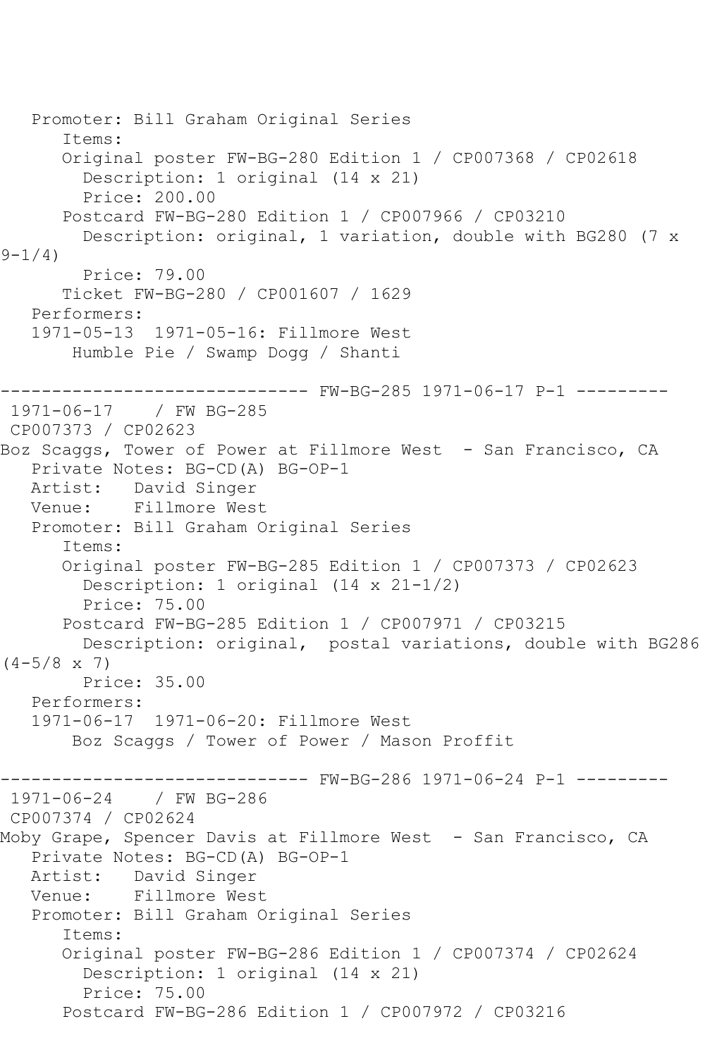```
   Promoter: Bill Graham Original Series
      Items:
      Original poster FW-BG-280 Edition 1 / CP007368 / CP02618
        Description: 1 original (14 x 21)
        Price: 200.00
      Postcard FW-BG-280 Edition 1 / CP007966 / CP03210
        Description: original, 1 variation, double with BG280 (7 x 
9-1/4)
        Price: 79.00
      Ticket FW-BG-280 / CP001607 / 1629
   Performers:
   1971-05-13  1971-05-16: Fillmore West
       Humble Pie / Swamp Dogg / Shanti

------------------------------ FW-BG-285 1971-06-17 P-1 ---------
 1971-06-17    / FW BG-285
 CP007373 / CP02623
Boz Scaggs, Tower of Power at Fillmore West  - San Francisco, CA
   Private Notes: BG-CD(A) BG-OP-1
   Artist:   David Singer
   Venue:    Fillmore West
   Promoter: Bill Graham Original Series
      Items:
      Original poster FW-BG-285 Edition 1 / CP007373 / CP02623
        Description: 1 original (14 x 21-1/2)
        Price: 75.00
      Postcard FW-BG-285 Edition 1 / CP007971 / CP03215
        Description: original,  postal variations, double with BG286 
(4-5/8 x 7)
        Price: 35.00
   Performers:
   1971-06-17  1971-06-20: Fillmore West
       Boz Scaggs / Tower of Power / Mason Proffit

------------------------------ FW-BG-286 1971-06-24 P-1 ---------
 1971-06-24    / FW BG-286
 CP007374 / CP02624
Moby Grape, Spencer Davis at Fillmore West  - San Francisco, CA
   Private Notes: BG-CD(A) BG-OP-1
   Artist:   David Singer
   Venue:    Fillmore West
   Promoter: Bill Graham Original Series
      Items:
      Original poster FW-BG-286 Edition 1 / CP007374 / CP02624
        Description: 1 original (14 x 21)
        Price: 75.00
      Postcard FW-BG-286 Edition 1 / CP007972 / CP03216
```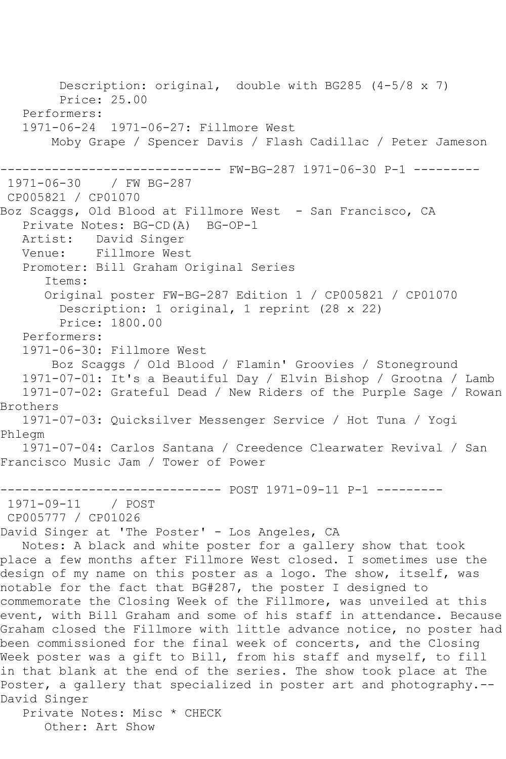Description: original, double with BG285 (4-5/8 x 7)
Price: 25.00

Performers:

1971-06-24 1971-06-27: Fillmore West
Moby Grape / Spencer Davis / Flash Cadillac / Peter Jameson

------------------------------ FW-BG-287 1971-06-30 P-1 ---------

1971-06-30 / FW BG-287
CP005821 / CP01070

Boz Scaggs, Old Blood at Fillmore West - San Francisco, CA

Private Notes: BG-CD(A) BG-OP-1
Artist: David Singer
Venue: Fillmore West
Promoter: Bill Graham Original Series

Items:

Original poster FW-BG-287 Edition 1 / CP005821 / CP01070
Description: 1 original, 1 reprint (28 x 22)
Price: 1800.00

Performers:

1971-06-30: Fillmore West
Boz Scaggs / Old Blood / Flamin' Groovies / Stoneground
1971-07-01: It's a Beautiful Day / Elvin Bishop / Grootna / Lamb
1971-07-02: Grateful Dead / New Riders of the Purple Sage / Rowan Brothers
1971-07-03: Quicksilver Messenger Service / Hot Tuna / Yogi Phlegm
1971-07-04: Carlos Santana / Creedence Clearwater Revival / San Francisco Music Jam / Tower of Power

------------------------------ POST 1971-09-11 P-1 ---------

1971-09-11 / POST
CP005777 / CP01026

David Singer at 'The Poster' - Los Angeles, CA

Notes: A black and white poster for a gallery show that took place a few months after Fillmore West closed. I sometimes use the design of my name on this poster as a logo. The show, itself, was notable for the fact that BG#287, the poster I designed to commemorate the Closing Week of the Fillmore, was unveiled at this event, with Bill Graham and some of his staff in attendance. Because Graham closed the Fillmore with little advance notice, no poster had been commissioned for the final week of concerts, and the Closing Week poster was a gift to Bill, from his staff and myself, to fill in that blank at the end of the series. The show took place at The Poster, a gallery that specialized in poster art and photography.--David Singer

Private Notes: Misc * CHECK
Other: Art Show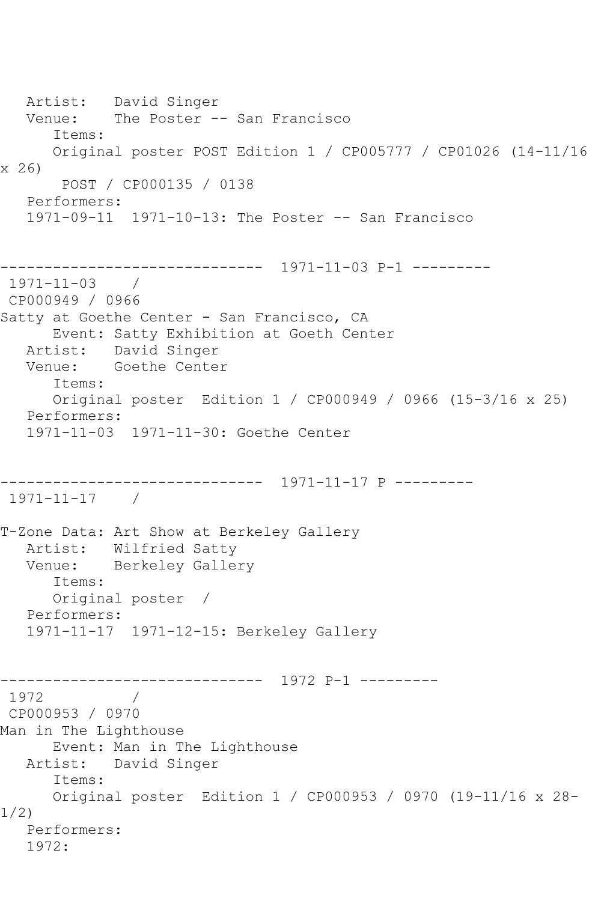Artist: David Singer
Venue: The Poster -- San Francisco
Items:
Original poster POST Edition 1 / CP005777 / CP01026 (14-11/16 x 26)
POST / CP000135 / 0138
Performers:
1971-09-11 1971-10-13: The Poster -- San Francisco

------------------------------ 1971-11-03 P-1 ---------
1971-11-03 /
CP000949 / 0966
Satty at Goethe Center - San Francisco, CA
Event: Satty Exhibition at Goeth Center
Artist: David Singer
Venue: Goethe Center
Items:
Original poster Edition 1 / CP000949 / 0966 (15-3/16 x 25)
Performers:
1971-11-03 1971-11-30: Goethe Center

------------------------------ 1971-11-17 P ---------
1971-11-17 /

T-Zone Data: Art Show at Berkeley Gallery
Artist: Wilfried Satty
Venue: Berkeley Gallery
Items:
Original poster /
Performers:
1971-11-17 1971-12-15: Berkeley Gallery

------------------------------ 1972 P-1 ---------
1972 /
CP000953 / 0970
Man in The Lighthouse
Event: Man in The Lighthouse
Artist: David Singer
Items:
Original poster Edition 1 / CP000953 / 0970 (19-11/16 x 28-1/2)
Performers:
1972: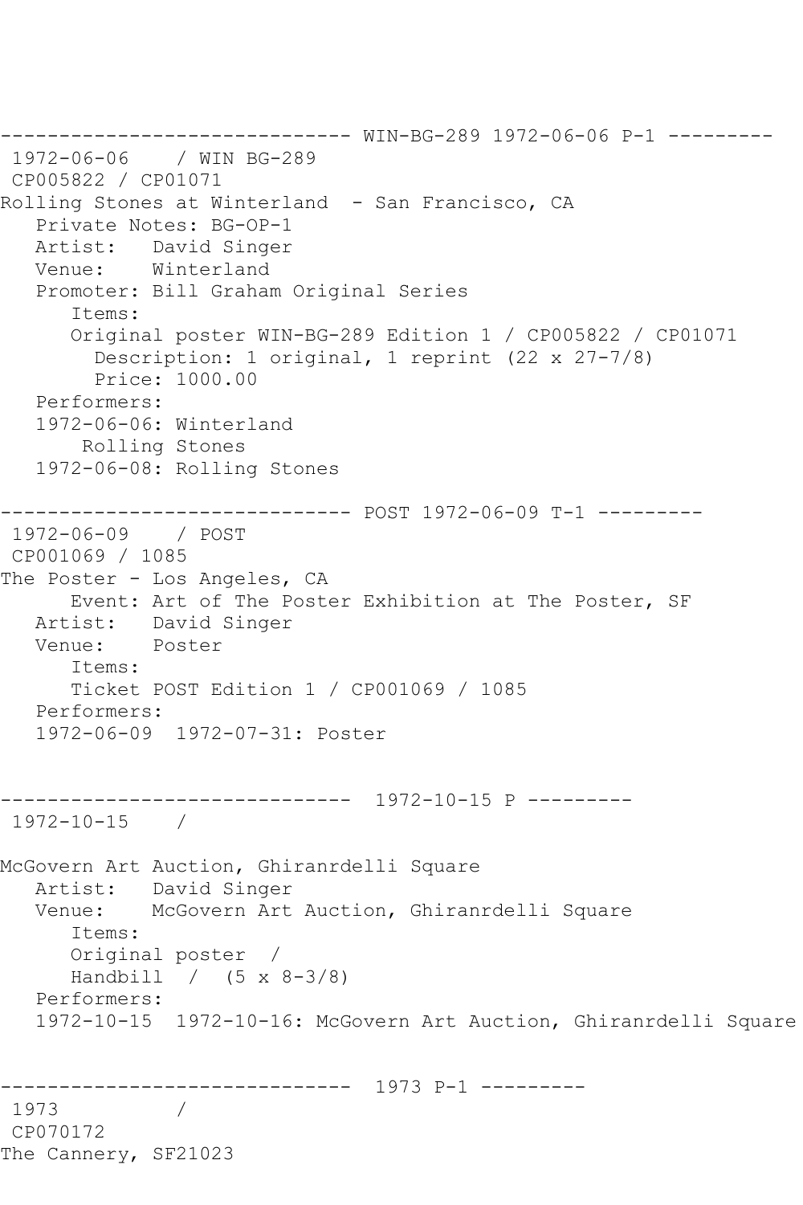------------------------------ WIN-BG-289 1972-06-06 P-1 ---------

1972-06-06 / WIN BG-289
CP005822 / CP01071
Rolling Stones at Winterland - San Francisco, CA
Private Notes: BG-OP-1
Artist: David Singer
Venue: Winterland
Promoter: Bill Graham Original Series
Items:
Original poster WIN-BG-289 Edition 1 / CP005822 / CP01071
Description: 1 original, 1 reprint (22 x 27-7/8)
Price: 1000.00
Performers:
1972-06-06: Winterland
Rolling Stones
1972-06-08: Rolling Stones

------------------------------ POST 1972-06-09 T-1 ---------

1972-06-09 / POST
CP001069 / 1085
The Poster - Los Angeles, CA
Event: Art of The Poster Exhibition at The Poster, SF
Artist: David Singer
Venue: Poster
Items:
Ticket POST Edition 1 / CP001069 / 1085
Performers:
1972-06-09 1972-07-31: Poster

------------------------------ 1972-10-15 P ---------

1972-10-15 /

McGovern Art Auction, Ghiranrdelli Square
Artist: David Singer
Venue: McGovern Art Auction, Ghiranrdelli Square
Items:
Original poster /
Handbill / (5 x 8-3/8)
Performers:
1972-10-15 1972-10-16: McGovern Art Auction, Ghiranrdelli Square

------------------------------ 1973 P-1 ---------

1973 /
CP070172
The Cannery, SF21023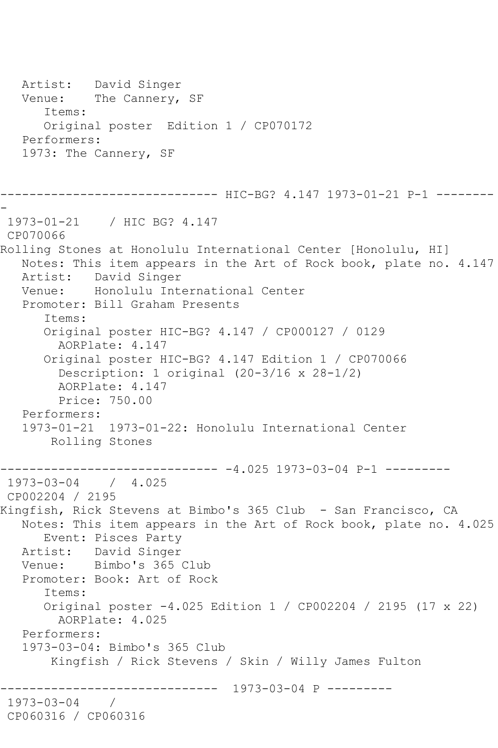```
   Artist:   David Singer
   Venue:    The Cannery, SF
      Items:
      Original poster  Edition 1 / CP070172
   Performers:
   1973: The Cannery, SF


------------------------------ HIC-BG? 4.147 1973-01-21 P-1 ---------
-
 1973-01-21    / HIC BG? 4.147
 CP070066
Rolling Stones at Honolulu International Center [Honolulu, HI]
   Notes: This item appears in the Art of Rock book, plate no. 4.147
   Artist:   David Singer
   Venue:    Honolulu International Center
   Promoter: Bill Graham Presents
      Items:
      Original poster HIC-BG? 4.147 / CP000127 / 0129
        AORPlate: 4.147 
      Original poster HIC-BG? 4.147 Edition 1 / CP070066
        Description: 1 original (20-3/16 x 28-1/2)
        AORPlate: 4.147 
        Price: 750.00
   Performers:
   1973-01-21  1973-01-22: Honolulu International Center
       Rolling Stones

------------------------------ -4.025 1973-03-04 P-1 ---------
 1973-03-04    /  4.025
 CP002204 / 2195
Kingfish, Rick Stevens at Bimbo's 365 Club  - San Francisco, CA
   Notes: This item appears in the Art of Rock book, plate no. 4.025
      Event: Pisces Party
   Artist:   David Singer
   Venue:    Bimbo's 365 Club
   Promoter: Book: Art of Rock
      Items:
      Original poster -4.025 Edition 1 / CP002204 / 2195 (17 x 22)
        AORPlate: 4.025 
   Performers:
   1973-03-04: Bimbo's 365 Club
       Kingfish / Rick Stevens / Skin / Willy James Fulton

------------------------------  1973-03-04 P ---------
 1973-03-04    / 
 CP060316 / CP060316
```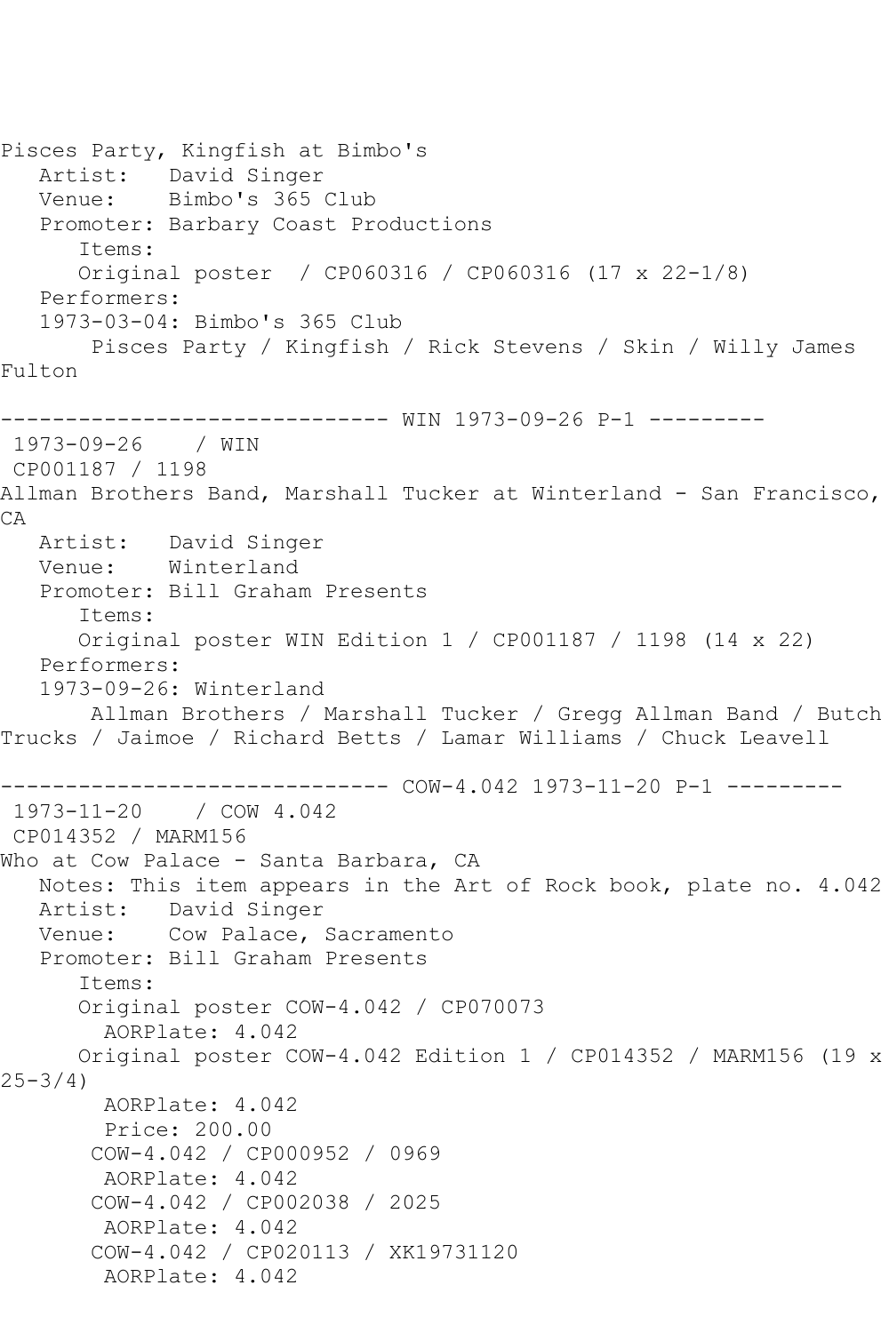Pisces Party, Kingfish at Bimbo's
   Artist:   David Singer
   Venue:    Bimbo's 365 Club
   Promoter: Barbary Coast Productions
      Items:
      Original poster  / CP060316 / CP060316 (17 x 22-1/8)
   Performers:
   1973-03-04: Bimbo's 365 Club
       Pisces Party / Kingfish / Rick Stevens / Skin / Willy James Fulton

------------------------------ WIN 1973-09-26 P-1 ---------
 1973-09-26    / WIN
 CP001187 / 1198
Allman Brothers Band, Marshall Tucker at Winterland - San Francisco, CA
   Artist:   David Singer
   Venue:    Winterland
   Promoter: Bill Graham Presents
      Items:
      Original poster WIN Edition 1 / CP001187 / 1198 (14 x 22)
   Performers:
   1973-09-26: Winterland
       Allman Brothers / Marshall Tucker / Gregg Allman Band / Butch Trucks / Jaimoe / Richard Betts / Lamar Williams / Chuck Leavell

------------------------------ COW-4.042 1973-11-20 P-1 ---------
 1973-11-20    / COW 4.042
 CP014352 / MARM156
Who at Cow Palace - Santa Barbara, CA
   Notes: This item appears in the Art of Rock book, plate no. 4.042
   Artist:   David Singer
   Venue:    Cow Palace, Sacramento
   Promoter: Bill Graham Presents
      Items:
      Original poster COW-4.042 / CP070073
        AORPlate: 4.042
      Original poster COW-4.042 Edition 1 / CP014352 / MARM156 (19 x 25-3/4)
        AORPlate: 4.042
        Price: 200.00
       COW-4.042 / CP000952 / 0969
        AORPlate: 4.042
       COW-4.042 / CP002038 / 2025
        AORPlate: 4.042
       COW-4.042 / CP020113 / XK19731120
        AORPlate: 4.042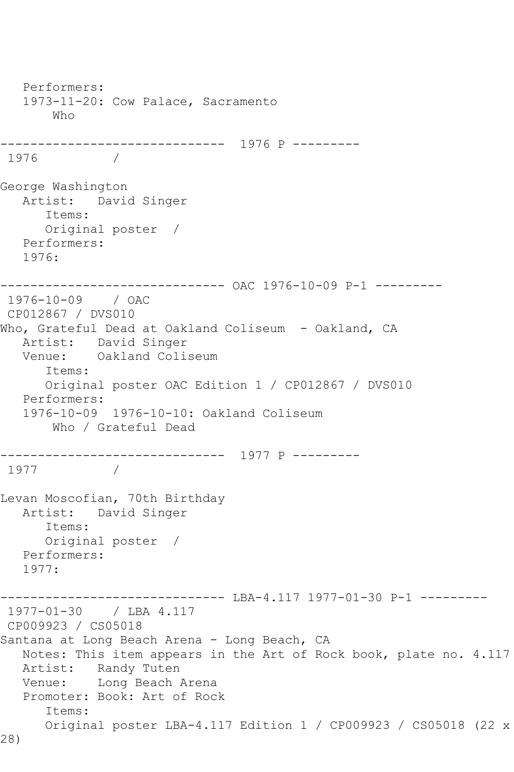Performers:
   1973-11-20: Cow Palace, Sacramento
       Who

------------------------------  1976 P ---------
 1976          /

George Washington
   Artist:   David Singer
      Items:
      Original poster  /
   Performers:
   1976:

------------------------------ OAC 1976-10-09 P-1 ---------
 1976-10-09    / OAC
 CP012867 / DVS010
Who, Grateful Dead at Oakland Coliseum  - Oakland, CA
   Artist:   David Singer
   Venue:    Oakland Coliseum
      Items:
      Original poster OAC Edition 1 / CP012867 / DVS010
   Performers:
   1976-10-09  1976-10-10: Oakland Coliseum
       Who / Grateful Dead

------------------------------  1977 P ---------
 1977          /

Levan Moscofian, 70th Birthday
   Artist:   David Singer
      Items:
      Original poster  /
   Performers:
   1977:

------------------------------ LBA-4.117 1977-01-30 P-1 ---------
 1977-01-30    / LBA 4.117
 CP009923 / CS05018
Santana at Long Beach Arena - Long Beach, CA
   Notes: This item appears in the Art of Rock book, plate no. 4.117
   Artist:   Randy Tuten
   Venue:    Long Beach Arena
   Promoter: Book: Art of Rock
      Items:
      Original poster LBA-4.117 Edition 1 / CP009923 / CS05018 (22 x 28)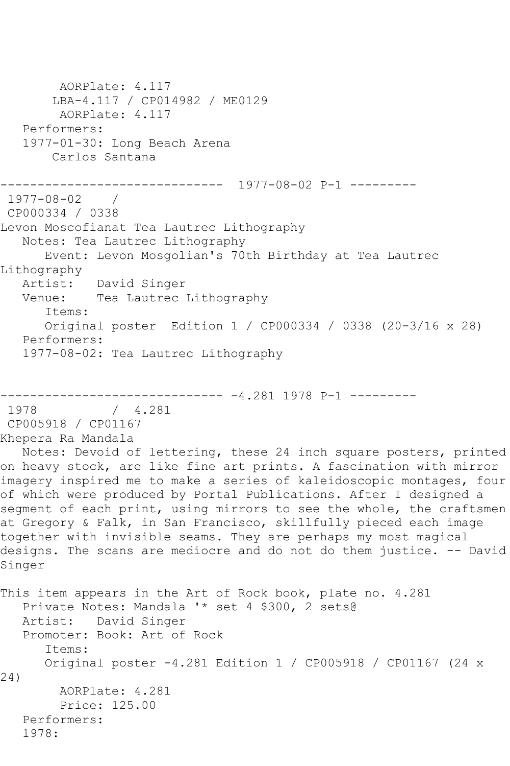AORPlate: 4.117
LBA-4.117 / CP014982 / ME0129
AORPlate: 4.117
Performers:
1977-01-30: Long Beach Arena
Carlos Santana

------------------------------ 1977-08-02 P-1 ---------

1977-08-02 /
CP000334 / 0338
Levon Moscofianat Tea Lautrec Lithography
Notes: Tea Lautrec Lithography
Event: Levon Mosgolian's 70th Birthday at Tea Lautrec Lithography
Artist: David Singer
Venue: Tea Lautrec Lithography
Items:
Original poster Edition 1 / CP000334 / 0338 (20-3/16 x 28)
Performers:
1977-08-02: Tea Lautrec Lithography

------------------------------ -4.281 1978 P-1 ---------

1978 / 4.281
CP005918 / CP01167
Khepera Ra Mandala
Notes: Devoid of lettering, these 24 inch square posters, printed on heavy stock, are like fine art prints. A fascination with mirror imagery inspired me to make a series of kaleidoscopic montages, four of which were produced by Portal Publications. After I designed a segment of each print, using mirrors to see the whole, the craftsmen at Gregory & Falk, in San Francisco, skillfully pieced each image together with invisible seams. They are perhaps my most magical designs. The scans are mediocre and do not do them justice. -- David Singer

This item appears in the Art of Rock book, plate no. 4.281
Private Notes: Mandala '* set 4 $300, 2 sets@
Artist: David Singer
Promoter: Book: Art of Rock
Items:
Original poster -4.281 Edition 1 / CP005918 / CP01167 (24 x 24)
AORPlate: 4.281
Price: 125.00
Performers:
1978: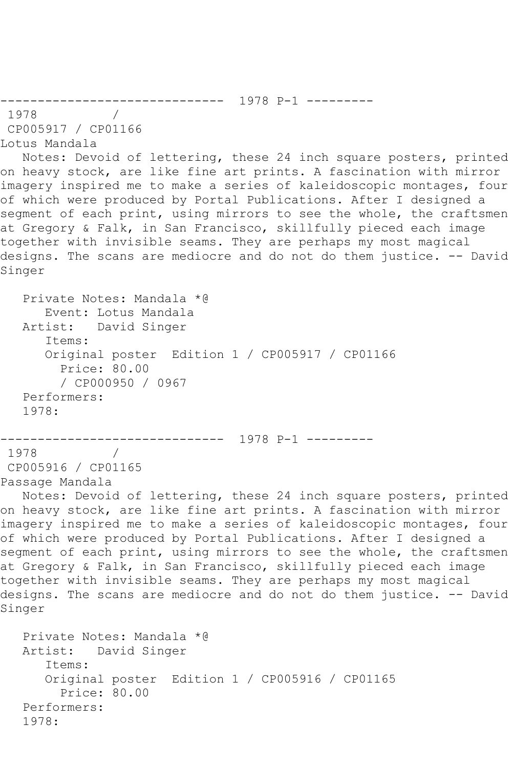------------------------------ 1978 P-1 ---------

1978 /

CP005917 / CP01166

Lotus Mandala

Notes: Devoid of lettering, these 24 inch square posters, printed on heavy stock, are like fine art prints. A fascination with mirror imagery inspired me to make a series of kaleidoscopic montages, four of which were produced by Portal Publications. After I designed a segment of each print, using mirrors to see the whole, the craftsmen at Gregory & Falk, in San Francisco, skillfully pieced each image together with invisible seams. They are perhaps my most magical designs. The scans are mediocre and do not do them justice. -- David Singer

Private Notes: Mandala *@

Event: Lotus Mandala

Artist: David Singer

Items:

Original poster Edition 1 / CP005917 / CP01166

Price: 80.00

/ CP000950 / 0967

Performers:

1978:

------------------------------ 1978 P-1 ---------

1978 /

CP005916 / CP01165

Passage Mandala

Notes: Devoid of lettering, these 24 inch square posters, printed on heavy stock, are like fine art prints. A fascination with mirror imagery inspired me to make a series of kaleidoscopic montages, four of which were produced by Portal Publications. After I designed a segment of each print, using mirrors to see the whole, the craftsmen at Gregory & Falk, in San Francisco, skillfully pieced each image together with invisible seams. They are perhaps my most magical designs. The scans are mediocre and do not do them justice. -- David Singer

Private Notes: Mandala *@

Artist: David Singer

Items:

Original poster Edition 1 / CP005916 / CP01165

Price: 80.00

Performers:

1978: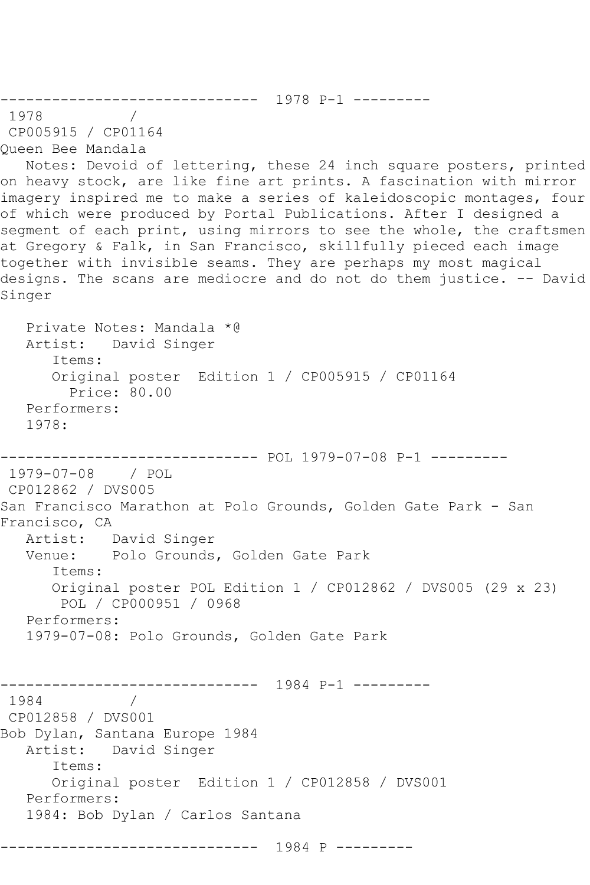------------------------------  1978 P-1 ---------
 1978          /
 CP005915 / CP01164
Queen Bee Mandala
   Notes: Devoid of lettering, these 24 inch square posters, printed on heavy stock, are like fine art prints. A fascination with mirror imagery inspired me to make a series of kaleidoscopic montages, four of which were produced by Portal Publications. After I designed a segment of each print, using mirrors to see the whole, the craftsmen at Gregory & Falk, in San Francisco, skillfully pieced each image together with invisible seams. They are perhaps my most magical designs. The scans are mediocre and do not do them justice. -- David Singer

   Private Notes: Mandala *@
   Artist:   David Singer
      Items:
      Original poster  Edition 1 / CP005915 / CP01164
        Price: 80.00
   Performers:
   1978:

------------------------------ POL 1979-07-08 P-1 ---------
 1979-07-08    / POL
 CP012862 / DVS005
San Francisco Marathon at Polo Grounds, Golden Gate Park - San Francisco, CA
   Artist:   David Singer
   Venue:    Polo Grounds, Golden Gate Park
      Items:
      Original poster POL Edition 1 / CP012862 / DVS005 (29 x 23)
       POL / CP000951 / 0968
   Performers:
   1979-07-08: Polo Grounds, Golden Gate Park

------------------------------  1984 P-1 ---------
 1984          /
 CP012858 / DVS001
Bob Dylan, Santana Europe 1984
   Artist:   David Singer
      Items:
      Original poster  Edition 1 / CP012858 / DVS001
   Performers:
   1984: Bob Dylan / Carlos Santana

------------------------------  1984 P ---------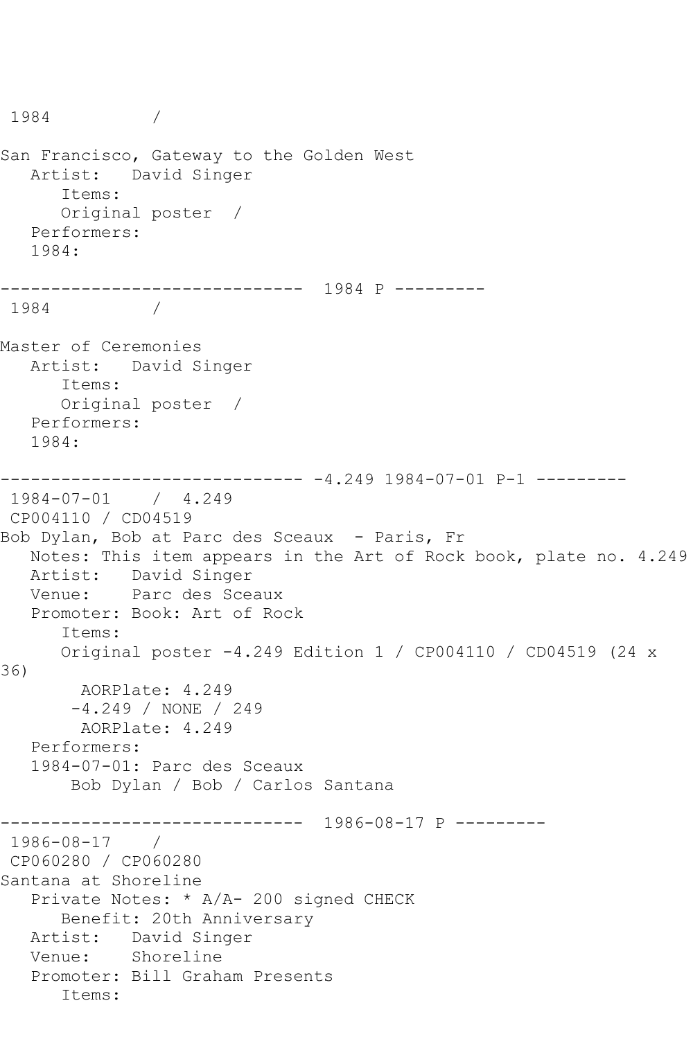1984          /

San Francisco, Gateway to the Golden West
   Artist:   David Singer
      Items:
      Original poster  /
   Performers:
   1984:

------------------------------  1984 P ---------
1984          /

Master of Ceremonies
   Artist:   David Singer
      Items:
      Original poster  /
   Performers:
   1984:

------------------------------ -4.249 1984-07-01 P-1 ---------
1984-07-01    /  4.249
CP004110 / CD04519
Bob Dylan, Bob at Parc des Sceaux  - Paris, Fr
   Notes: This item appears in the Art of Rock book, plate no. 4.249
   Artist:   David Singer
   Venue:    Parc des Sceaux
   Promoter: Book: Art of Rock
      Items:
      Original poster -4.249 Edition 1 / CP004110 / CD04519 (24 x 36)
        AORPlate: 4.249
       -4.249 / NONE / 249
        AORPlate: 4.249
   Performers:
   1984-07-01: Parc des Sceaux
       Bob Dylan / Bob / Carlos Santana

------------------------------  1986-08-17 P ---------
1986-08-17    /
CP060280 / CP060280
Santana at Shoreline
   Private Notes: * A/A- 200 signed CHECK
      Benefit: 20th Anniversary
   Artist:   David Singer
   Venue:    Shoreline
   Promoter: Bill Graham Presents
      Items: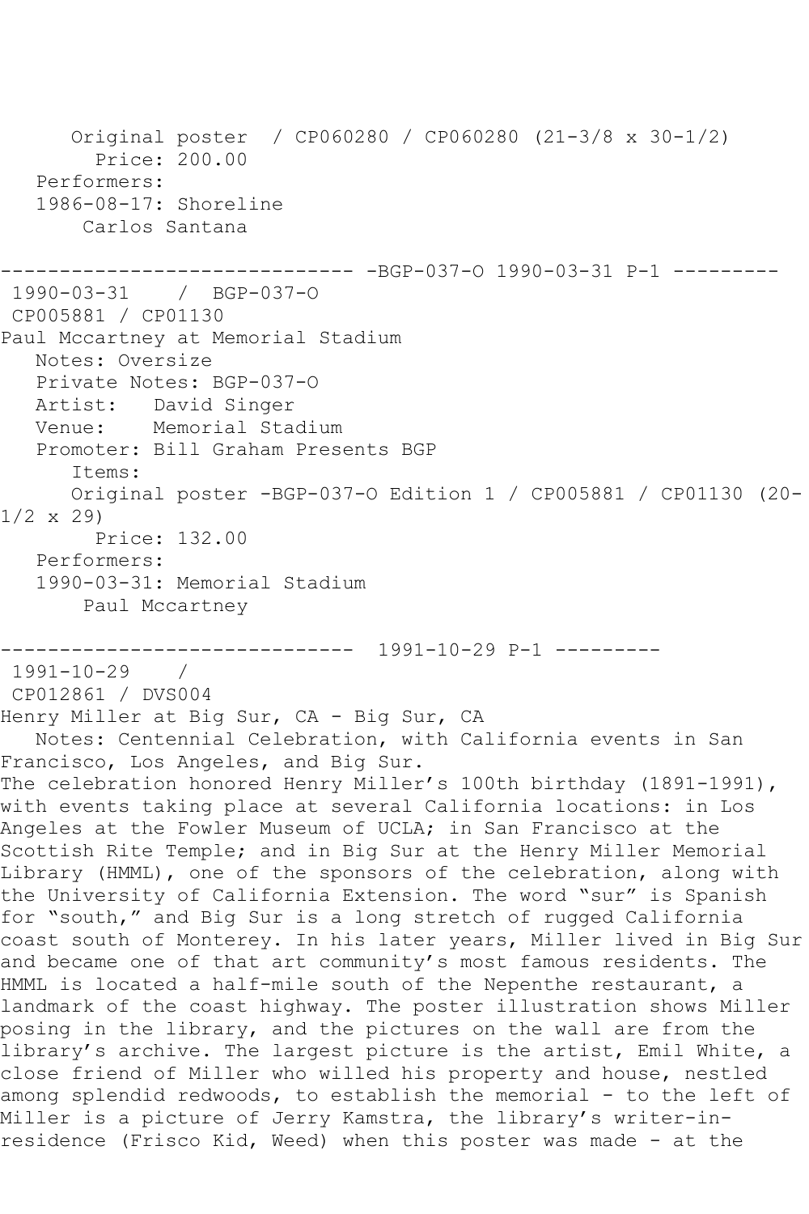Original poster / CP060280 / CP060280 (21-3/8 x 30-1/2)
Price: 200.00
Performers:
1986-08-17: Shoreline
Carlos Santana

------------------------------ -BGP-037-O 1990-03-31 P-1 ---------

1990-03-31 / BGP-037-O
CP005881 / CP01130
Paul Mccartney at Memorial Stadium
Notes: Oversize
Private Notes: BGP-037-O
Artist: David Singer
Venue: Memorial Stadium
Promoter: Bill Graham Presents BGP
Items:
Original poster -BGP-037-O Edition 1 / CP005881 / CP01130 (20-1/2 x 29)
Price: 132.00
Performers:
1990-03-31: Memorial Stadium
Paul Mccartney

------------------------------ 1991-10-29 P-1 ---------

1991-10-29 /
CP012861 / DVS004
Henry Miller at Big Sur, CA - Big Sur, CA
Notes: Centennial Celebration, with California events in San Francisco, Los Angeles, and Big Sur.
The celebration honored Henry Miller's 100th birthday (1891-1991), with events taking place at several California locations: in Los Angeles at the Fowler Museum of UCLA; in San Francisco at the Scottish Rite Temple; and in Big Sur at the Henry Miller Memorial Library (HMML), one of the sponsors of the celebration, along with the University of California Extension. The word "sur" is Spanish for "south," and Big Sur is a long stretch of rugged California coast south of Monterey. In his later years, Miller lived in Big Sur and became one of that art community's most famous residents. The HMML is located a half-mile south of the Nepenthe restaurant, a landmark of the coast highway. The poster illustration shows Miller posing in the library, and the pictures on the wall are from the library's archive. The largest picture is the artist, Emil White, a close friend of Miller who willed his property and house, nestled among splendid redwoods, to establish the memorial - to the left of Miller is a picture of Jerry Kamstra, the library's writer-in-residence (Frisco Kid, Weed) when this poster was made - at the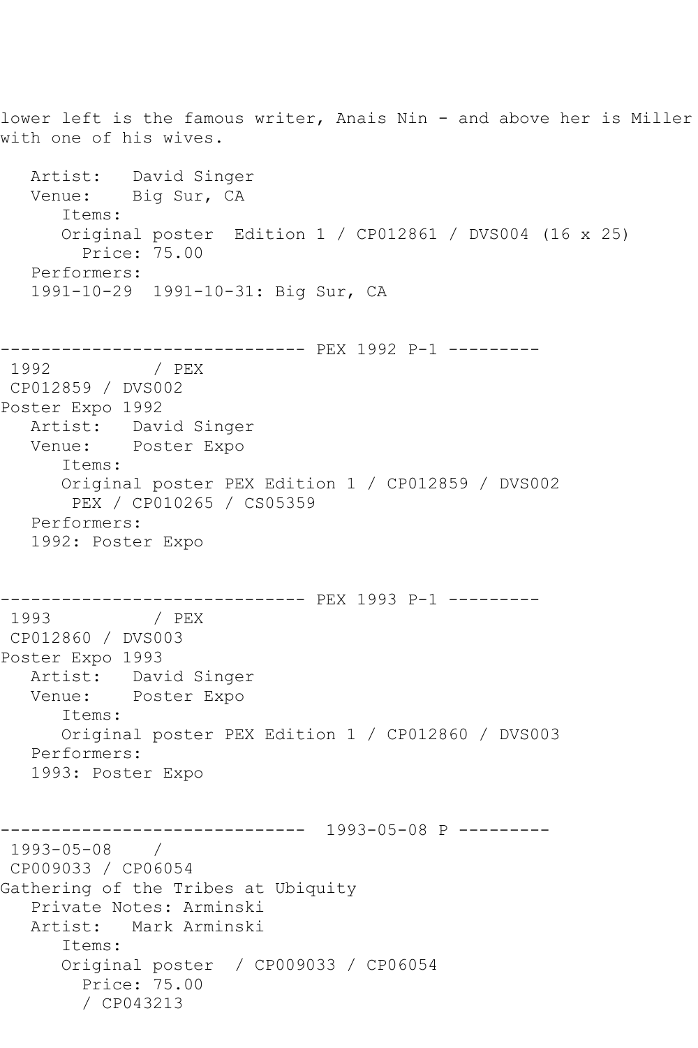lower left is the famous writer, Anais Nin - and above her is Miller with one of his wives.

```
   Artist:   David Singer
   Venue:    Big Sur, CA
      Items:
      Original poster  Edition 1 / CP012861 / DVS004 (16 x 25)
        Price: 75.00
   Performers:
   1991-10-29  1991-10-31: Big Sur, CA


------------------------------ PEX 1992 P-1 ---------
 1992          / PEX
 CP012859 / DVS002
Poster Expo 1992
   Artist:   David Singer
   Venue:    Poster Expo
      Items:
      Original poster PEX Edition 1 / CP012859 / DVS002
       PEX / CP010265 / CS05359
   Performers:
   1992: Poster Expo


------------------------------ PEX 1993 P-1 ---------
 1993          / PEX
 CP012860 / DVS003
Poster Expo 1993
   Artist:   David Singer
   Venue:    Poster Expo
      Items:
      Original poster PEX Edition 1 / CP012860 / DVS003
   Performers:
   1993: Poster Expo


------------------------------  1993-05-08 P ---------
 1993-05-08    /
 CP009033 / CP06054
Gathering of the Tribes at Ubiquity
   Private Notes: Arminski
   Artist:   Mark Arminski
      Items:
      Original poster  / CP009033 / CP06054
        Price: 75.00
        / CP043213
```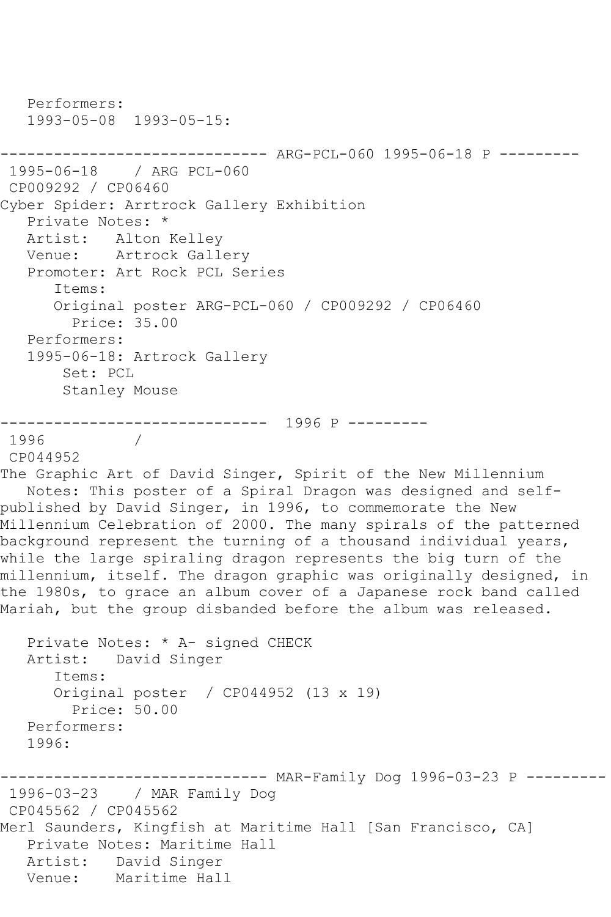```
   Performers:
   1993-05-08  1993-05-15:

------------------------------ ARG-PCL-060 1995-06-18 P ---------
 1995-06-18    / ARG PCL-060
 CP009292 / CP06460
Cyber Spider: Arrtrock Gallery Exhibition
   Private Notes: *
   Artist:   Alton Kelley
   Venue:    Artrock Gallery
   Promoter: Art Rock PCL Series
      Items:
      Original poster ARG-PCL-060 / CP009292 / CP06460
        Price: 35.00
   Performers:
   1995-06-18: Artrock Gallery
       Set: PCL
       Stanley Mouse

------------------------------  1996 P ---------
 1996          /
 CP044952
The Graphic Art of David Singer, Spirit of the New Millennium
   Notes: This poster of a Spiral Dragon was designed and self-
published by David Singer, in 1996, to commemorate the New
Millennium Celebration of 2000. The many spirals of the patterned
background represent the turning of a thousand individual years,
while the large spiraling dragon represents the big turn of the
millennium, itself. The dragon graphic was originally designed, in
the 1980s, to grace an album cover of a Japanese rock band called
Mariah, but the group disbanded before the album was released.

   Private Notes: * A- signed CHECK
   Artist:   David Singer
      Items:
      Original poster  / CP044952 (13 x 19)
        Price: 50.00
   Performers:
   1996:

------------------------------ MAR-Family Dog 1996-03-23 P ---------
 1996-03-23    / MAR Family Dog
 CP045562 / CP045562
Merl Saunders, Kingfish at Maritime Hall [San Francisco, CA]
   Private Notes: Maritime Hall
   Artist:   David Singer
   Venue:    Maritime Hall
```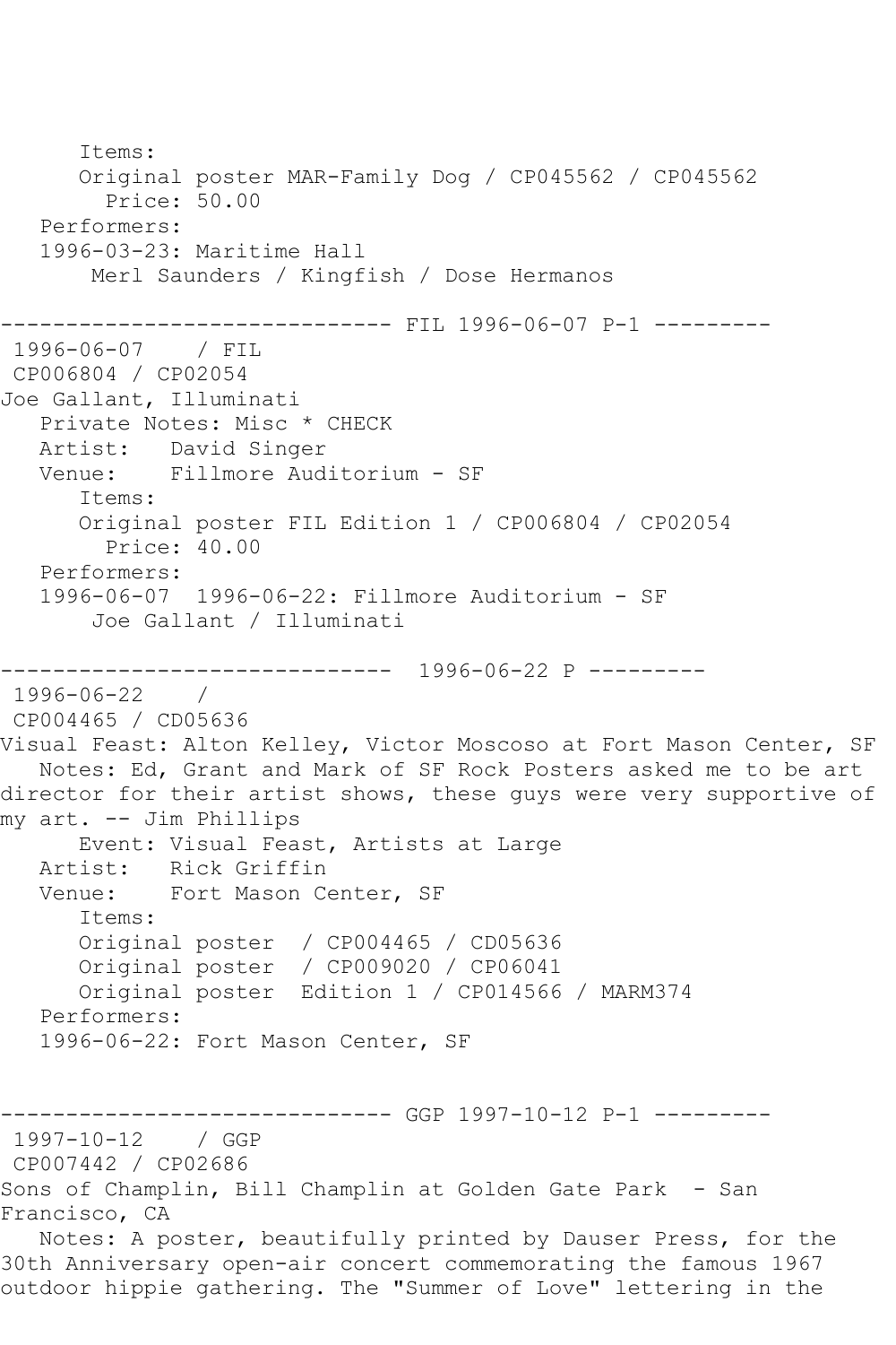```
      Items:
      Original poster MAR-Family Dog / CP045562 / CP045562
        Price: 50.00
   Performers:
   1996-03-23: Maritime Hall
       Merl Saunders / Kingfish / Dose Hermanos

------------------------------ FIL 1996-06-07 P-1 ---------
 1996-06-07    / FIL
 CP006804 / CP02054
Joe Gallant, Illuminati
   Private Notes: Misc * CHECK
   Artist:   David Singer
   Venue:    Fillmore Auditorium - SF
      Items:
      Original poster FIL Edition 1 / CP006804 / CP02054
        Price: 40.00
   Performers:
   1996-06-07  1996-06-22: Fillmore Auditorium - SF
       Joe Gallant / Illuminati

------------------------------  1996-06-22 P ---------
 1996-06-22    /
 CP004465 / CD05636
Visual Feast: Alton Kelley, Victor Moscoso at Fort Mason Center, SF
   Notes: Ed, Grant and Mark of SF Rock Posters asked me to be art
director for their artist shows, these guys were very supportive of
my art. -- Jim Phillips
      Event: Visual Feast, Artists at Large
   Artist:   Rick Griffin
   Venue:    Fort Mason Center, SF
      Items:
      Original poster  / CP004465 / CD05636
      Original poster  / CP009020 / CP06041
      Original poster  Edition 1 / CP014566 / MARM374
   Performers:
   1996-06-22: Fort Mason Center, SF


------------------------------ GGP 1997-10-12 P-1 ---------
 1997-10-12    / GGP
 CP007442 / CP02686
Sons of Champlin, Bill Champlin at Golden Gate Park  - San
Francisco, CA
   Notes: A poster, beautifully printed by Dauser Press, for the
30th Anniversary open-air concert commemorating the famous 1967
outdoor hippie gathering. The "Summer of Love" lettering in the
```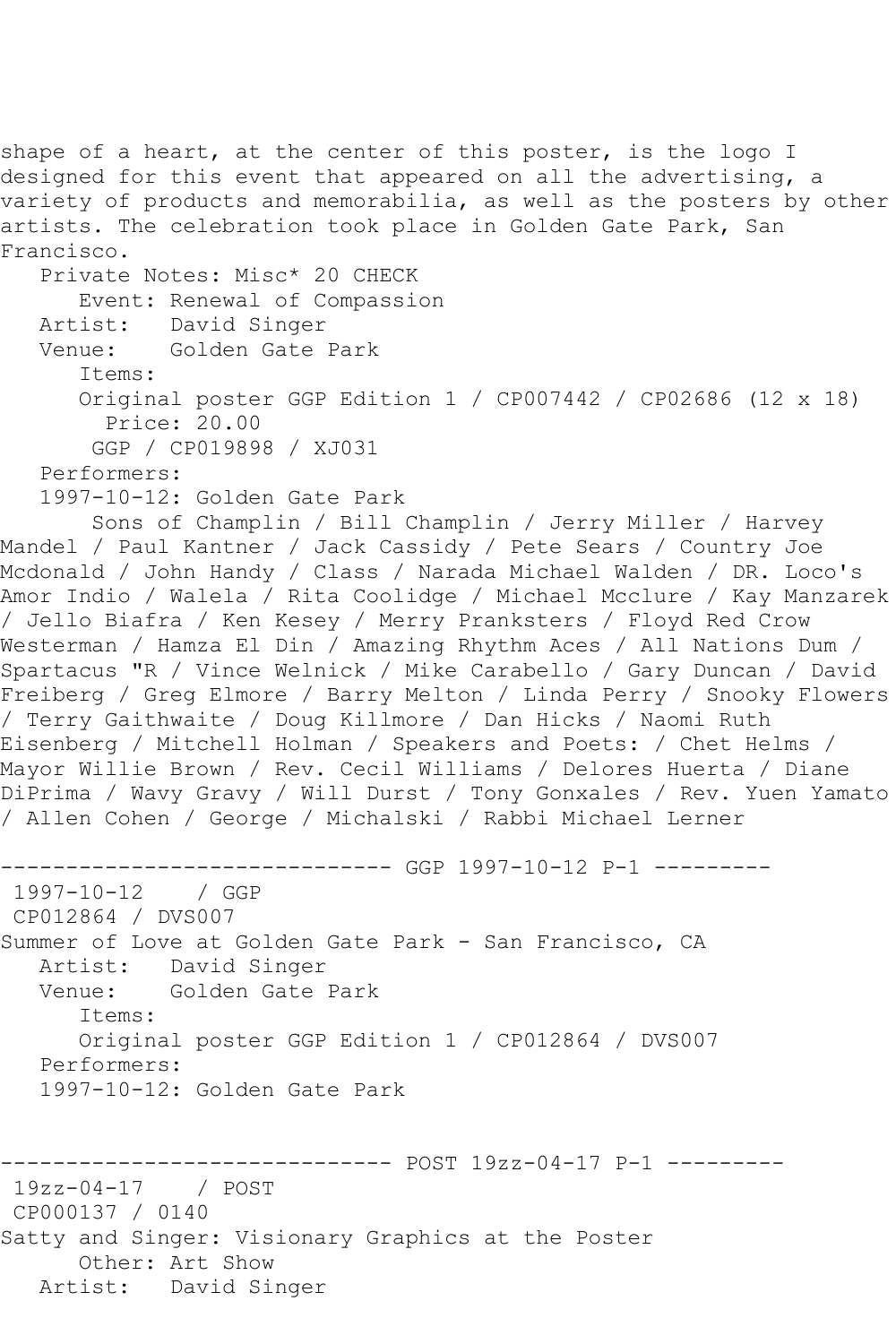shape of a heart, at the center of this poster, is the logo I designed for this event that appeared on all the advertising, a variety of products and memorabilia, as well as the posters by other artists. The celebration took place in Golden Gate Park, San Francisco.

Private Notes: Misc* 20 CHECK
Event: Renewal of Compassion
Artist: David Singer
Venue: Golden Gate Park
Items:
Original poster GGP Edition 1 / CP007442 / CP02686 (12 x 18)
Price: 20.00
GGP / CP019898 / XJ031
Performers:
1997-10-12: Golden Gate Park
Sons of Champlin / Bill Champlin / Jerry Miller / Harvey Mandel / Paul Kantner / Jack Cassidy / Pete Sears / Country Joe Mcdonald / John Handy / Class / Narada Michael Walden / DR. Loco's Amor Indio / Walela / Rita Coolidge / Michael Mcclure / Kay Manzarek / Jello Biafra / Ken Kesey / Merry Pranksters / Floyd Red Crow Westerman / Hamza El Din / Amazing Rhythm Aces / All Nations Dum / Spartacus "R / Vince Welnick / Mike Carabello / Gary Duncan / David Freiberg / Greg Elmore / Barry Melton / Linda Perry / Snooky Flowers / Terry Gaithwaite / Doug Killmore / Dan Hicks / Naomi Ruth Eisenberg / Mitchell Holman / Speakers and Poets: / Chet Helms / Mayor Willie Brown / Rev. Cecil Williams / Delores Huerta / Diane DiPrima / Wavy Gravy / Will Durst / Tony Gonxales / Rev. Yuen Yamato / Allen Cohen / George / Michalski / Rabbi Michael Lerner

------------------------------ GGP 1997-10-12 P-1 ---------

1997-10-12 / GGP
CP012864 / DVS007
Summer of Love at Golden Gate Park - San Francisco, CA
Artist: David Singer
Venue: Golden Gate Park
Items:
Original poster GGP Edition 1 / CP012864 / DVS007
Performers:
1997-10-12: Golden Gate Park

------------------------------ POST 19zz-04-17 P-1 ---------

19zz-04-17 / POST
CP000137 / 0140
Satty and Singer: Visionary Graphics at the Poster
Other: Art Show
Artist: David Singer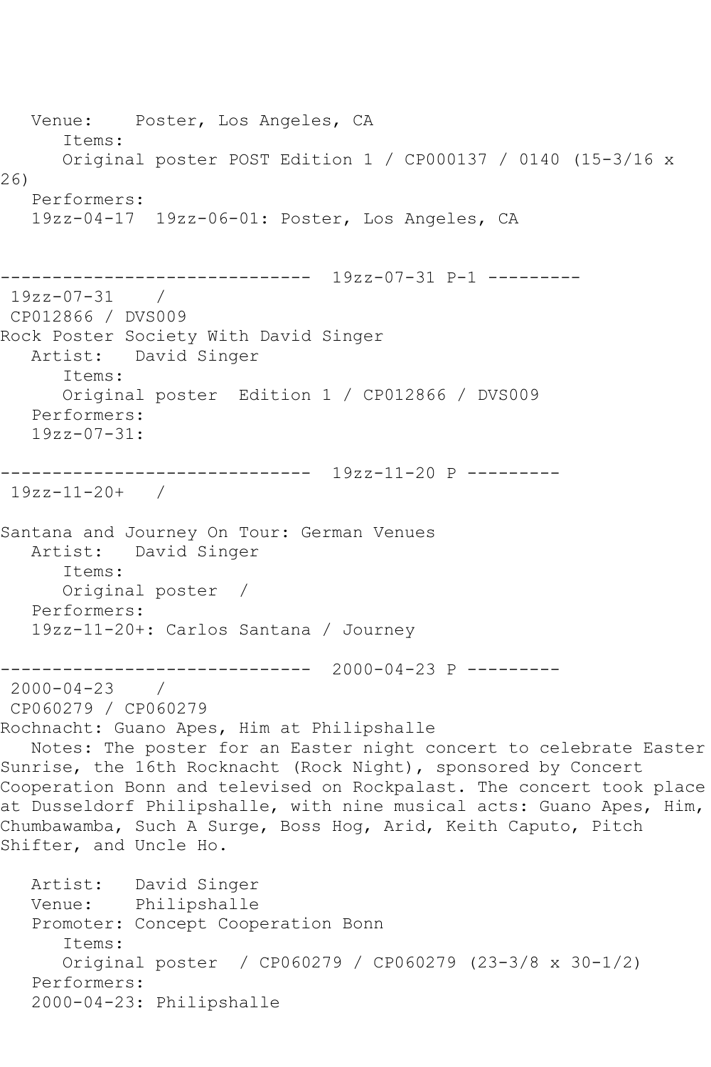Venue: Poster, Los Angeles, CA
Items:
Original poster POST Edition 1 / CP000137 / 0140 (15-3/16 x 26)
Performers:
19zz-04-17 19zz-06-01: Poster, Los Angeles, CA

------------------------------ 19zz-07-31 P-1 ---------

19zz-07-31 /
CP012866 / DVS009
Rock Poster Society With David Singer
Artist: David Singer
Items:
Original poster Edition 1 / CP012866 / DVS009
Performers:
19zz-07-31:

------------------------------ 19zz-11-20 P ---------

19zz-11-20+ /

Santana and Journey On Tour: German Venues
Artist: David Singer
Items:
Original poster /
Performers:
19zz-11-20+: Carlos Santana / Journey

------------------------------ 2000-04-23 P ---------

2000-04-23 /
CP060279 / CP060279
Rochnacht: Guano Apes, Him at Philipshalle
Notes: The poster for an Easter night concert to celebrate Easter Sunrise, the 16th Rocknacht (Rock Night), sponsored by Concert Cooperation Bonn and televised on Rockpalast. The concert took place at Dusseldorf Philipshalle, with nine musical acts: Guano Apes, Him, Chumbawamba, Such A Surge, Boss Hog, Arid, Keith Caputo, Pitch Shifter, and Uncle Ho.

Artist: David Singer
Venue: Philipshalle
Promoter: Concept Cooperation Bonn
Items:
Original poster / CP060279 / CP060279 (23-3/8 x 30-1/2)
Performers:
2000-04-23: Philipshalle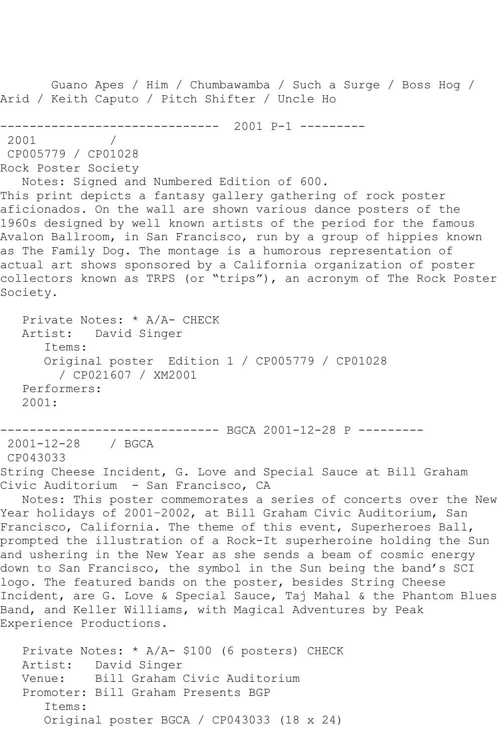Guano Apes / Him / Chumbawamba / Such a Surge / Boss Hog / Arid / Keith Caputo / Pitch Shifter / Uncle Ho

------------------------------ 2001 P-1 ---------

2001 /

CP005779 / CP01028

Rock Poster Society

Notes: Signed and Numbered Edition of 600.
This print depicts a fantasy gallery gathering of rock poster aficionados. On the wall are shown various dance posters of the 1960s designed by well known artists of the period for the famous Avalon Ballroom, in San Francisco, run by a group of hippies known as The Family Dog. The montage is a humorous representation of actual art shows sponsored by a California organization of poster collectors known as TRPS (or “trips”), an acronym of The Rock Poster Society.

Private Notes: * A/A- CHECK

Artist: David Singer

Items:

Original poster Edition 1 / CP005779 / CP01028 / CP021607 / XM2001

Performers:

2001:

------------------------------ BGCA 2001-12-28 P ---------

2001-12-28 / BGCA

CP043033

String Cheese Incident, G. Love and Special Sauce at Bill Graham Civic Auditorium - San Francisco, CA

Notes: This poster commemorates a series of concerts over the New Year holidays of 2001–2002, at Bill Graham Civic Auditorium, San Francisco, California. The theme of this event, Superheroes Ball, prompted the illustration of a Rock-It superheroine holding the Sun and ushering in the New Year as she sends a beam of cosmic energy down to San Francisco, the symbol in the Sun being the band’s SCI logo. The featured bands on the poster, besides String Cheese Incident, are G. Love & Special Sauce, Taj Mahal & the Phantom Blues Band, and Keller Williams, with Magical Adventures by Peak Experience Productions.

Private Notes: * A/A- $100 (6 posters) CHECK

Artist: David Singer

Venue: Bill Graham Civic Auditorium

Promoter: Bill Graham Presents BGP

Items:

Original poster BGCA / CP043033 (18 x 24)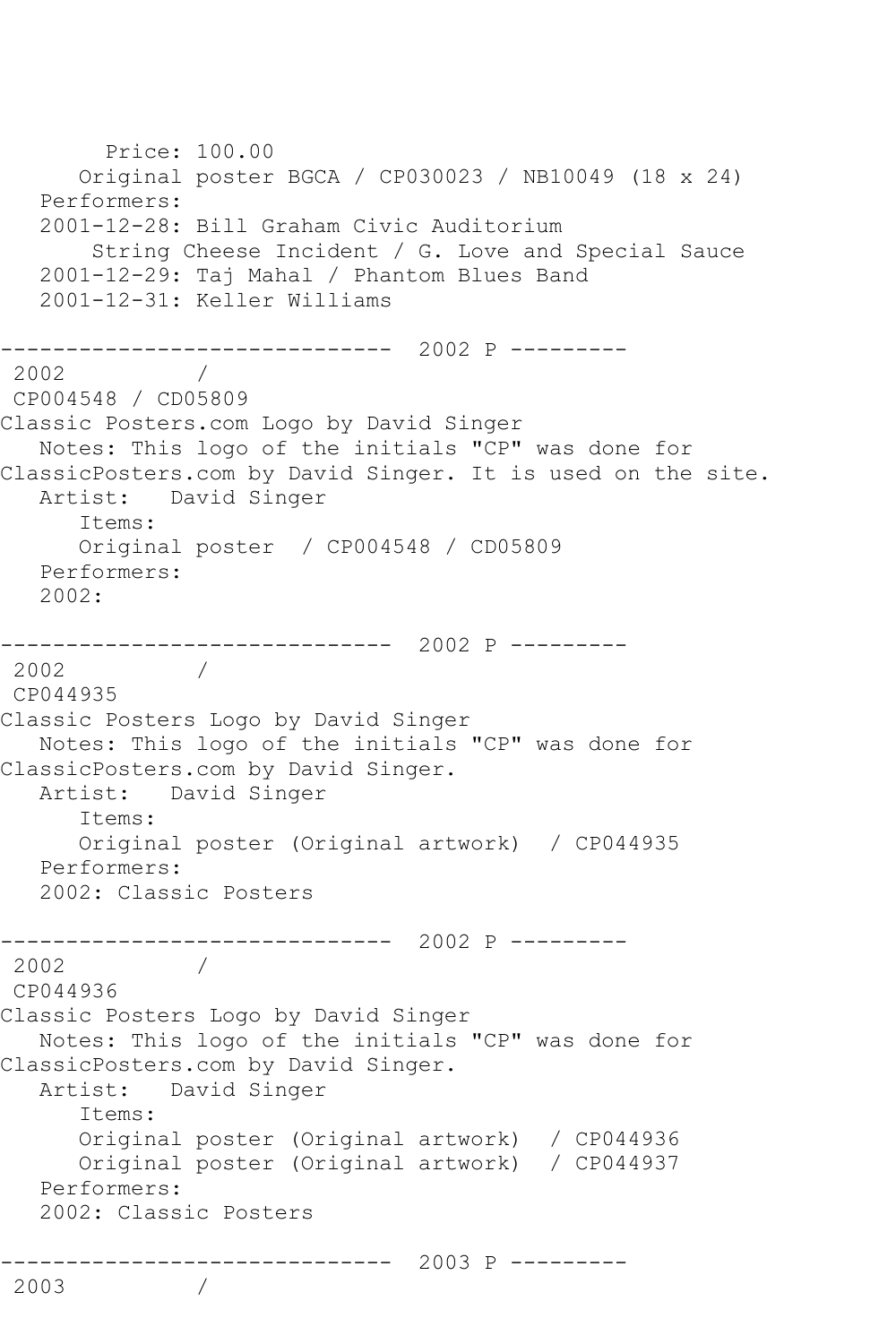Price: 100.00
Original poster BGCA / CP030023 / NB10049 (18 x 24)
Performers:
2001-12-28: Bill Graham Civic Auditorium
String Cheese Incident / G. Love and Special Sauce
2001-12-29: Taj Mahal / Phantom Blues Band
2001-12-31: Keller Williams

------------------------------ 2002 P ---------

2002 /
CP004548 / CD05809
Classic Posters.com Logo by David Singer
Notes: This logo of the initials "CP" was done for ClassicPosters.com by David Singer. It is used on the site.
Artist: David Singer
Items:
Original poster / CP004548 / CD05809
Performers:
2002:

------------------------------ 2002 P ---------

2002 /
CP044935
Classic Posters Logo by David Singer
Notes: This logo of the initials "CP" was done for ClassicPosters.com by David Singer.
Artist: David Singer
Items:
Original poster (Original artwork) / CP044935
Performers:
2002: Classic Posters

------------------------------ 2002 P ---------

2002 /
CP044936
Classic Posters Logo by David Singer
Notes: This logo of the initials "CP" was done for ClassicPosters.com by David Singer.
Artist: David Singer
Items:
Original poster (Original artwork) / CP044936
Original poster (Original artwork) / CP044937
Performers:
2002: Classic Posters

------------------------------ 2003 P ---------

2003 /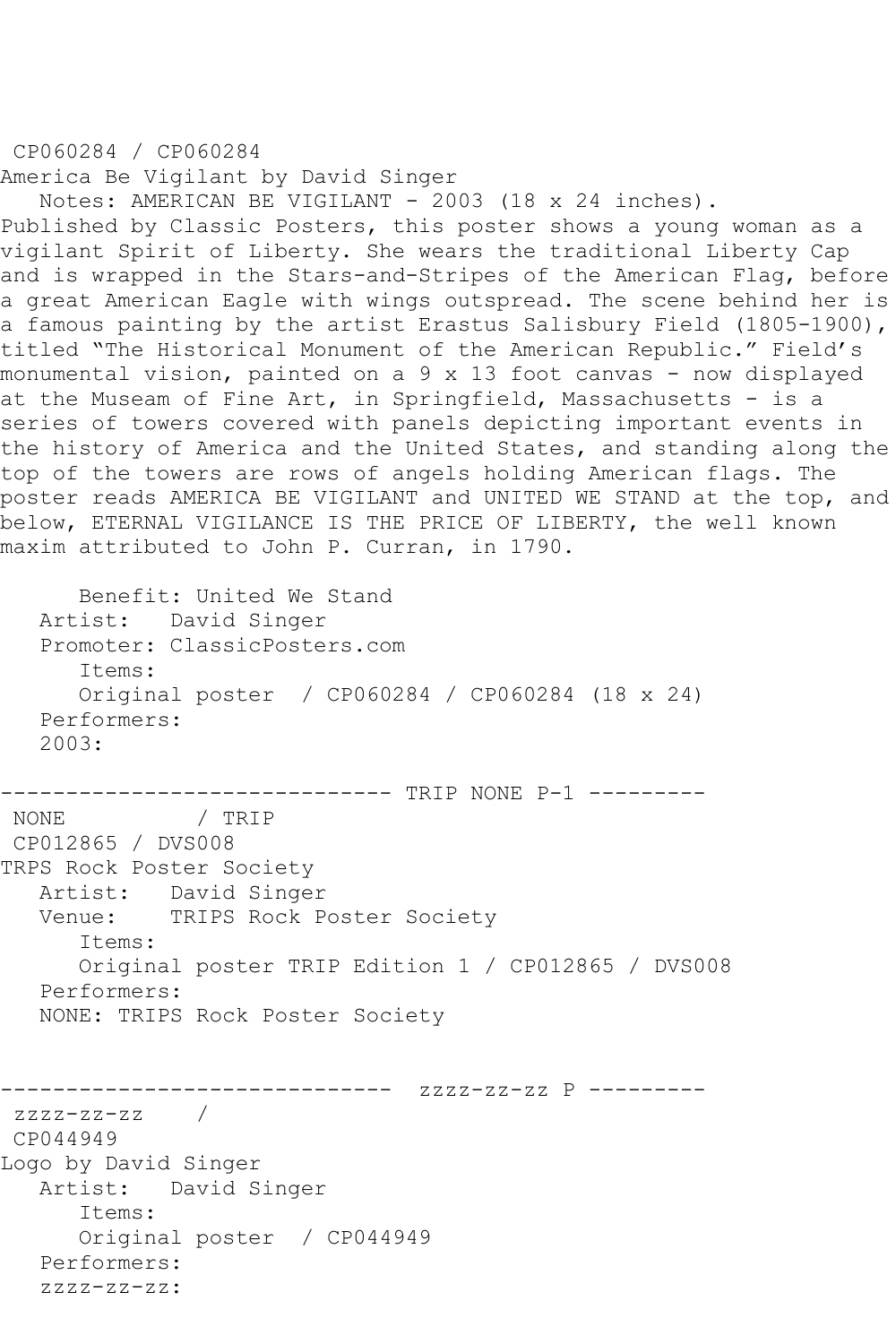CP060284 / CP060284
America Be Vigilant by David Singer
Notes: AMERICAN BE VIGILANT - 2003 (18 x 24 inches). Published by Classic Posters, this poster shows a young woman as a vigilant Spirit of Liberty. She wears the traditional Liberty Cap and is wrapped in the Stars-and-Stripes of the American Flag, before a great American Eagle with wings outspread. The scene behind her is a famous painting by the artist Erastus Salisbury Field (1805-1900), titled “The Historical Monument of the American Republic.” Field’s monumental vision, painted on a 9 x 13 foot canvas - now displayed at the Museam of Fine Art, in Springfield, Massachusetts - is a series of towers covered with panels depicting important events in the history of America and the United States, and standing along the top of the towers are rows of angels holding American flags. The poster reads AMERICA BE VIGILANT and UNITED WE STAND at the top, and below, ETERNAL VIGILANCE IS THE PRICE OF LIBERTY, the well known maxim attributed to John P. Curran, in 1790.

Benefit: United We Stand
Artist: David Singer
Promoter: ClassicPosters.com
Items:
Original poster / CP060284 / CP060284 (18 x 24)
Performers:
2003:

------------------------------ TRIP NONE P-1 ---------

NONE / TRIP
CP012865 / DVS008
TRPS Rock Poster Society
Artist: David Singer
Venue: TRIPS Rock Poster Society
Items:
Original poster TRIP Edition 1 / CP012865 / DVS008
Performers:
NONE: TRIPS Rock Poster Society

------------------------------ zzzz-zz-zz P ---------

zzzz-zz-zz /
CP044949
Logo by David Singer
Artist: David Singer
Items:
Original poster / CP044949
Performers:
zzzz-zz-zz: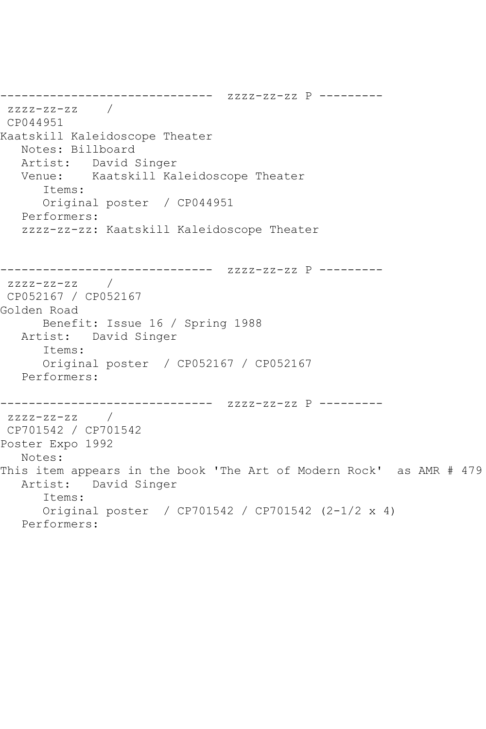```
------------------------------  zzzz-zz-zz P ---------
 zzzz-zz-zz    /
 CP044951
Kaatskill Kaleidoscope Theater
   Notes: Billboard
   Artist:   David Singer
   Venue:    Kaatskill Kaleidoscope Theater
      Items:
      Original poster  / CP044951
   Performers:
   zzzz-zz-zz: Kaatskill Kaleidoscope Theater


------------------------------  zzzz-zz-zz P ---------
 zzzz-zz-zz    /
 CP052167 / CP052167
Golden Road
      Benefit: Issue 16 / Spring 1988
   Artist:   David Singer
      Items:
      Original poster  / CP052167 / CP052167
   Performers:

------------------------------  zzzz-zz-zz P ---------
 zzzz-zz-zz    /
 CP701542 / CP701542
Poster Expo 1992
   Notes:
This item appears in the book 'The Art of Modern Rock'  as AMR # 479
   Artist:   David Singer
      Items:
      Original poster  / CP701542 / CP701542 (2-1/2 x 4)
   Performers:
```